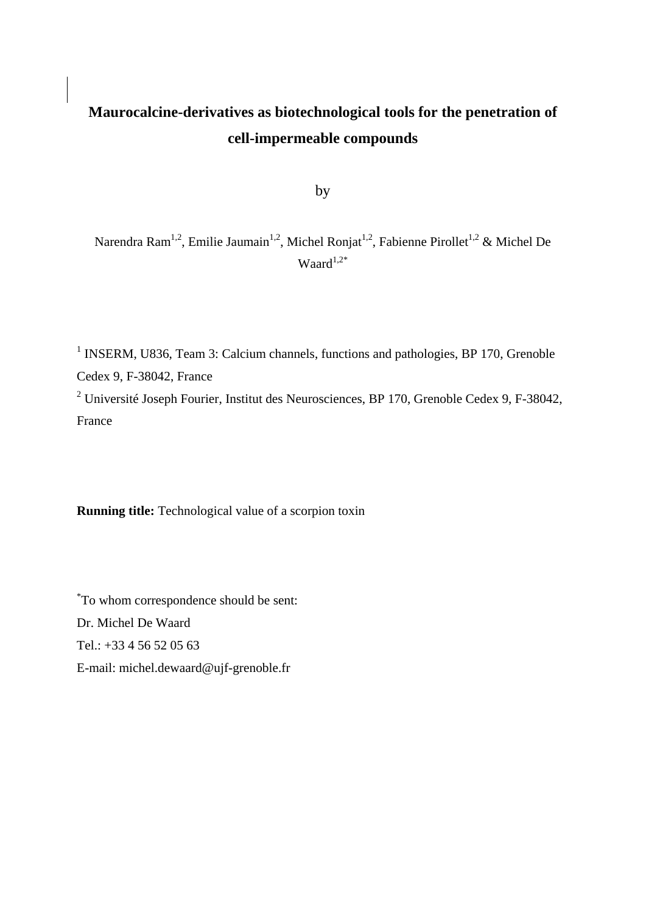# Maurocalcine-derivatives as biotechnological tools for the penetration of cell-impermeable compounds

by

Narendra Ram[1,2], Emilie Jaumain[1,2], Michel Ronjat[1,2], Fabienne Pirollet[1,2] & Michel De Waard[1,2*]

[1] INSERM, U836, Team 3: Calcium channels, functions and pathologies, BP 170, Grenoble Cedex 9, F-38042, France

[2] Université Joseph Fourier, Institut des Neurosciences, BP 170, Grenoble Cedex 9, F-38042, France

**Running title:** Technological value of a scorpion toxin

[*]To whom correspondence should be sent:
Dr. Michel De Waard
Tel.: +33 4 56 52 05 63
E-mail: michel.dewaard@ujf-grenoble.fr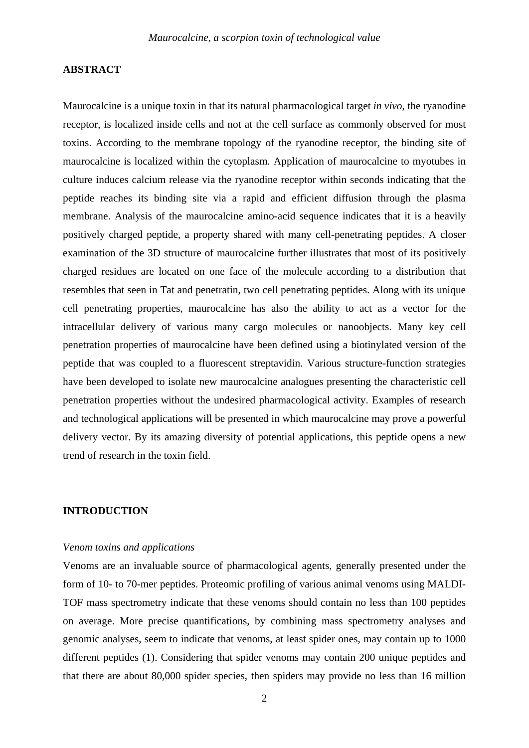## ABSTRACT

Maurocalcine is a unique toxin in that its natural pharmacological target *in vivo*, the ryanodine receptor, is localized inside cells and not at the cell surface as commonly observed for most toxins. According to the membrane topology of the ryanodine receptor, the binding site of maurocalcine is localized within the cytoplasm. Application of maurocalcine to myotubes in culture induces calcium release via the ryanodine receptor within seconds indicating that the peptide reaches its binding site via a rapid and efficient diffusion through the plasma membrane. Analysis of the maurocalcine amino-acid sequence indicates that it is a heavily positively charged peptide, a property shared with many cell-penetrating peptides. A closer examination of the 3D structure of maurocalcine further illustrates that most of its positively charged residues are located on one face of the molecule according to a distribution that resembles that seen in Tat and penetratin, two cell penetrating peptides. Along with its unique cell penetrating properties, maurocalcine has also the ability to act as a vector for the intracellular delivery of various many cargo molecules or nanoobjects. Many key cell penetration properties of maurocalcine have been defined using a biotinylated version of the peptide that was coupled to a fluorescent streptavidin. Various structure-function strategies have been developed to isolate new maurocalcine analogues presenting the characteristic cell penetration properties without the undesired pharmacological activity. Examples of research and technological applications will be presented in which maurocalcine may prove a powerful delivery vector. By its amazing diversity of potential applications, this peptide opens a new trend of research in the toxin field.

## INTRODUCTION

*Venom toxins and applications*

Venoms are an invaluable source of pharmacological agents, generally presented under the form of 10- to 70-mer peptides. Proteomic profiling of various animal venoms using MALDI-TOF mass spectrometry indicate that these venoms should contain no less than 100 peptides on average. More precise quantifications, by combining mass spectrometry analyses and genomic analyses, seem to indicate that venoms, at least spider ones, may contain up to 1000 different peptides (1). Considering that spider venoms may contain 200 unique peptides and that there are about 80,000 spider species, then spiders may provide no less than 16 million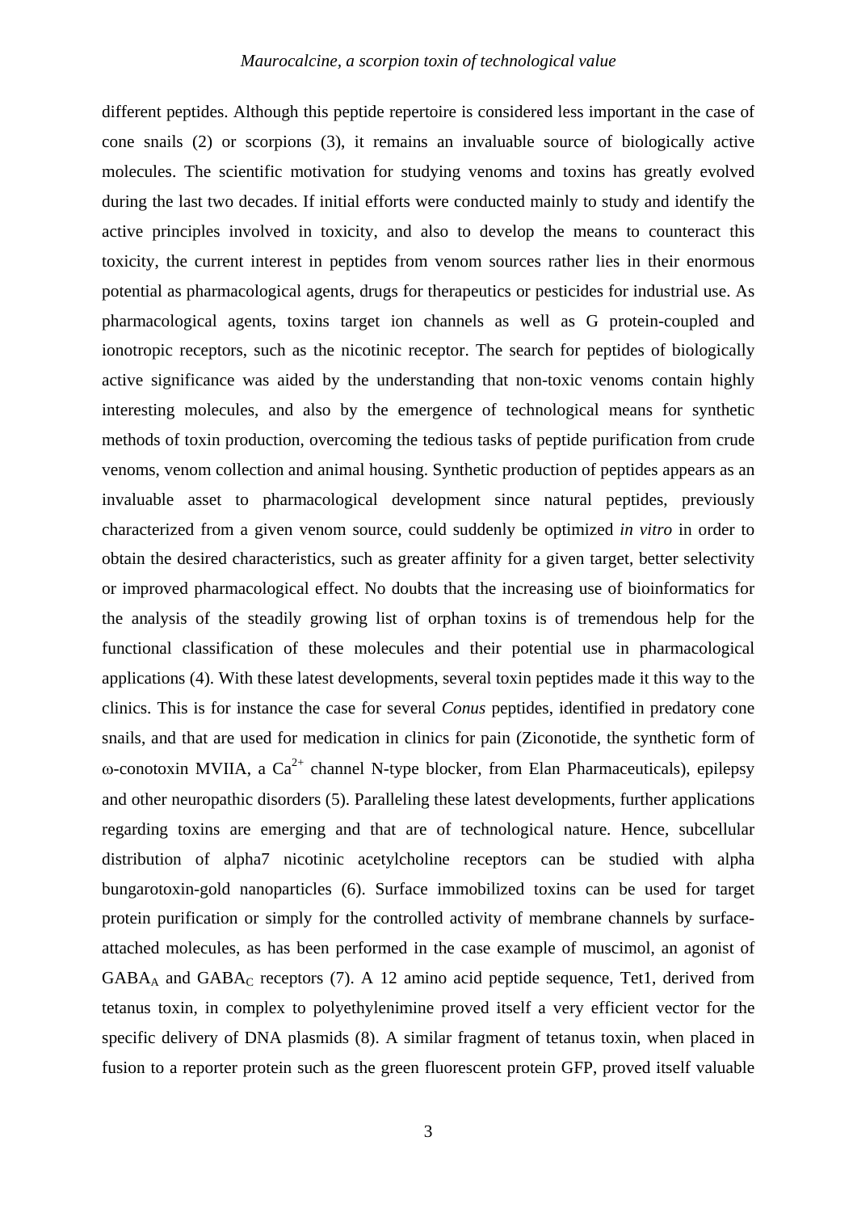different peptides. Although this peptide repertoire is considered less important in the case of cone snails (2) or scorpions (3), it remains an invaluable source of biologically active molecules. The scientific motivation for studying venoms and toxins has greatly evolved during the last two decades. If initial efforts were conducted mainly to study and identify the active principles involved in toxicity, and also to develop the means to counteract this toxicity, the current interest in peptides from venom sources rather lies in their enormous potential as pharmacological agents, drugs for therapeutics or pesticides for industrial use. As pharmacological agents, toxins target ion channels as well as G protein-coupled and ionotropic receptors, such as the nicotinic receptor. The search for peptides of biologically active significance was aided by the understanding that non-toxic venoms contain highly interesting molecules, and also by the emergence of technological means for synthetic methods of toxin production, overcoming the tedious tasks of peptide purification from crude venoms, venom collection and animal housing. Synthetic production of peptides appears as an invaluable asset to pharmacological development since natural peptides, previously characterized from a given venom source, could suddenly be optimized *in vitro* in order to obtain the desired characteristics, such as greater affinity for a given target, better selectivity or improved pharmacological effect. No doubts that the increasing use of bioinformatics for the analysis of the steadily growing list of orphan toxins is of tremendous help for the functional classification of these molecules and their potential use in pharmacological applications (4). With these latest developments, several toxin peptides made it this way to the clinics. This is for instance the case for several *Conus* peptides, identified in predatory cone snails, and that are used for medication in clinics for pain (Ziconotide, the synthetic form of ω-conotoxin MVIIA, a $Ca^{2+}$ channel N-type blocker, from Elan Pharmaceuticals), epilepsy and other neuropathic disorders (5). Paralleling these latest developments, further applications regarding toxins are emerging and that are of technological nature. Hence, subcellular distribution of alpha7 nicotinic acetylcholine receptors can be studied with alpha bungarotoxin-gold nanoparticles (6). Surface immobilized toxins can be used for target protein purification or simply for the controlled activity of membrane channels by surface-attached molecules, as has been performed in the case example of muscimol, an agonist of $GABA_A$ and $GABA_C$ receptors (7). A 12 amino acid peptide sequence, Tet1, derived from tetanus toxin, in complex to polyethylenimine proved itself a very efficient vector for the specific delivery of DNA plasmids (8). A similar fragment of tetanus toxin, when placed in fusion to a reporter protein such as the green fluorescent protein GFP, proved itself valuable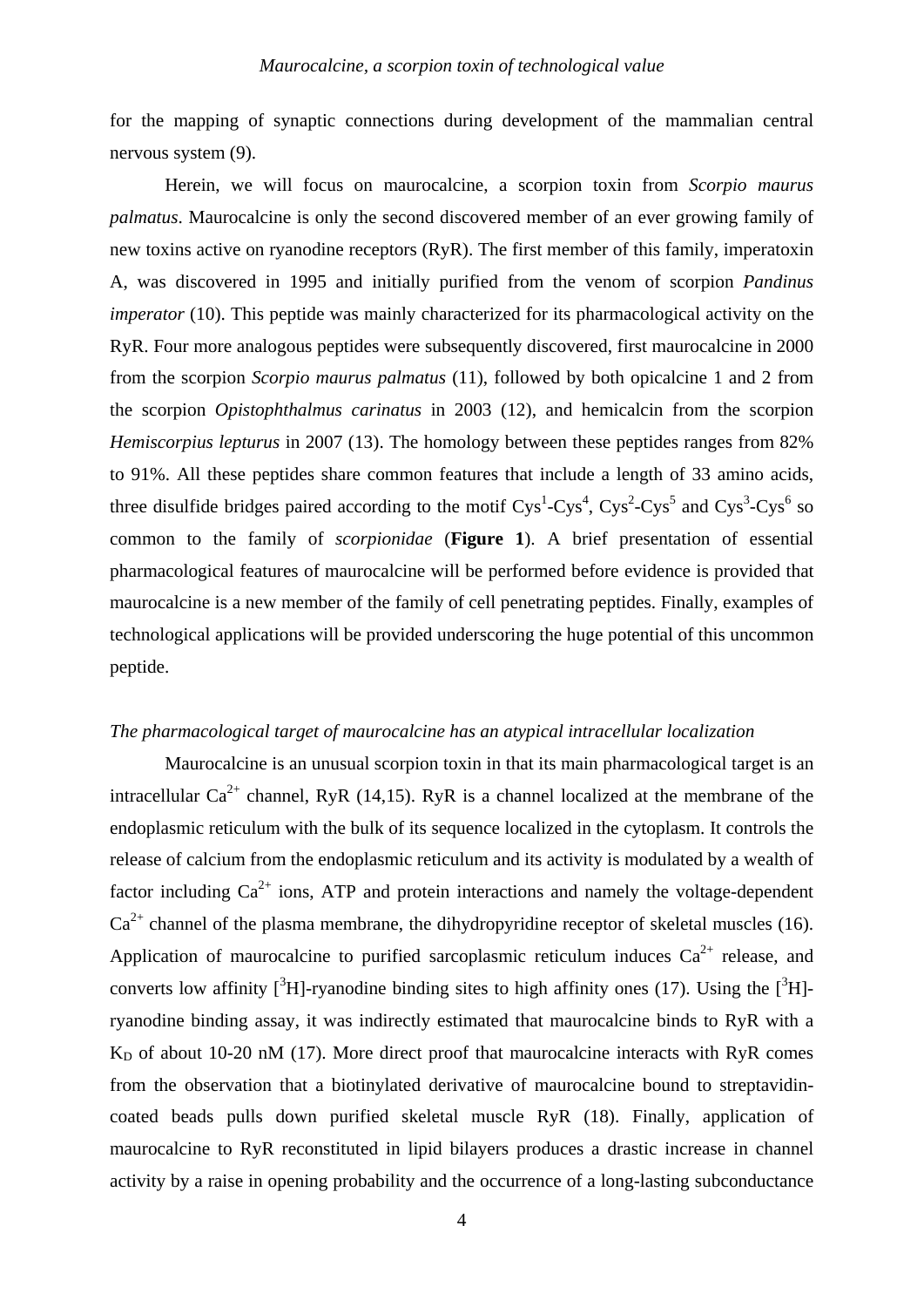for the mapping of synaptic connections during development of the mammalian central nervous system (9).

Herein, we will focus on maurocalcine, a scorpion toxin from *Scorpio maurus palmatus*. Maurocalcine is only the second discovered member of an ever growing family of new toxins active on ryanodine receptors (RyR). The first member of this family, imperatoxin A, was discovered in 1995 and initially purified from the venom of scorpion *Pandinus imperator* (10). This peptide was mainly characterized for its pharmacological activity on the RyR. Four more analogous peptides were subsequently discovered, first maurocalcine in 2000 from the scorpion *Scorpio maurus palmatus* (11), followed by both opicalcine 1 and 2 from the scorpion *Opistophthalmus carinatus* in 2003 (12), and hemicalcin from the scorpion *Hemiscorpius lepturus* in 2007 (13). The homology between these peptides ranges from 82% to 91%. All these peptides share common features that include a length of 33 amino acids, three disulfide bridges paired according to the motif $Cys^1$-$Cys^4$, $Cys^2$-$Cys^5$ and $Cys^3$-$Cys^6$ so common to the family of *scorpionidae* (**Figure 1**). A brief presentation of essential pharmacological features of maurocalcine will be performed before evidence is provided that maurocalcine is a new member of the family of cell penetrating peptides. Finally, examples of technological applications will be provided underscoring the huge potential of this uncommon peptide.

*The pharmacological target of maurocalcine has an atypical intracellular localization*

Maurocalcine is an unusual scorpion toxin in that its main pharmacological target is an intracellular $Ca^{2+}$ channel, RyR (14,15). RyR is a channel localized at the membrane of the endoplasmic reticulum with the bulk of its sequence localized in the cytoplasm. It controls the release of calcium from the endoplasmic reticulum and its activity is modulated by a wealth of factor including $Ca^{2+}$ ions, ATP and protein interactions and namely the voltage-dependent $Ca^{2+}$ channel of the plasma membrane, the dihydropyridine receptor of skeletal muscles (16). Application of maurocalcine to purified sarcoplasmic reticulum induces $Ca^{2+}$ release, and converts low affinity [$^3$H]-ryanodine binding sites to high affinity ones (17). Using the [$^3$H]-ryanodine binding assay, it was indirectly estimated that maurocalcine binds to RyR with a $K_D$ of about 10-20 nM (17). More direct proof that maurocalcine interacts with RyR comes from the observation that a biotinylated derivative of maurocalcine bound to streptavidin-coated beads pulls down purified skeletal muscle RyR (18). Finally, application of maurocalcine to RyR reconstituted in lipid bilayers produces a drastic increase in channel activity by a raise in opening probability and the occurrence of a long-lasting subconductance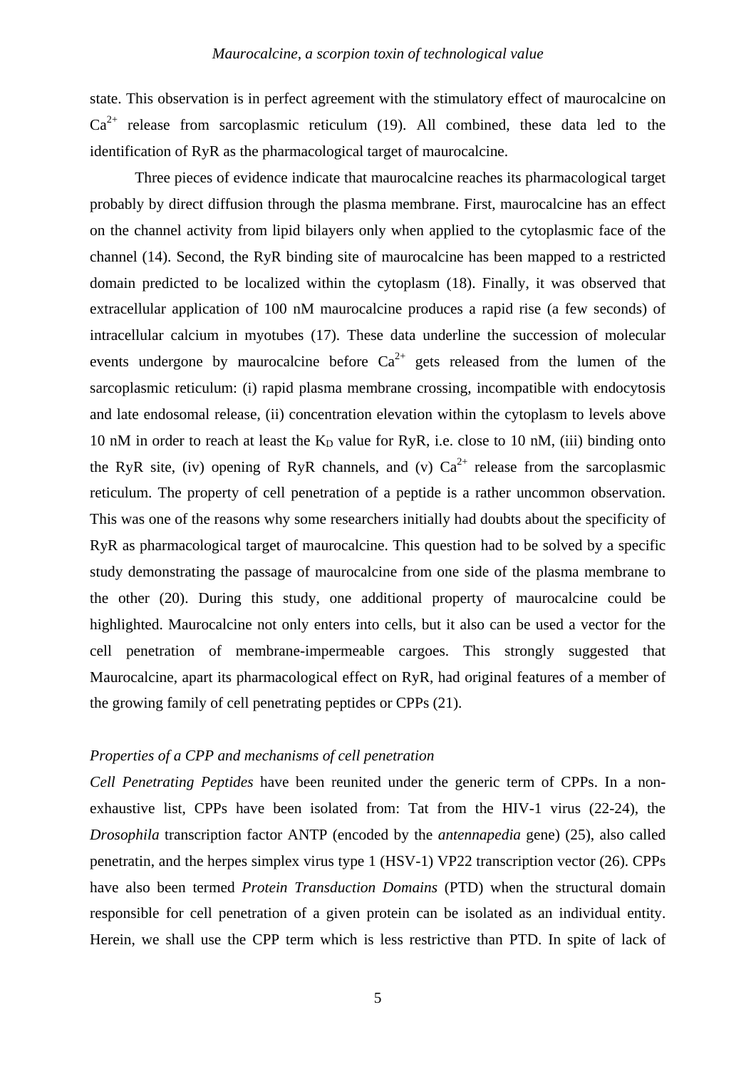state. This observation is in perfect agreement with the stimulatory effect of maurocalcine on $Ca^{2+}$ release from sarcoplasmic reticulum (19). All combined, these data led to the identification of RyR as the pharmacological target of maurocalcine.

Three pieces of evidence indicate that maurocalcine reaches its pharmacological target probably by direct diffusion through the plasma membrane. First, maurocalcine has an effect on the channel activity from lipid bilayers only when applied to the cytoplasmic face of the channel (14). Second, the RyR binding site of maurocalcine has been mapped to a restricted domain predicted to be localized within the cytoplasm (18). Finally, it was observed that extracellular application of 100 nM maurocalcine produces a rapid rise (a few seconds) of intracellular calcium in myotubes (17). These data underline the succession of molecular events undergone by maurocalcine before $Ca^{2+}$ gets released from the lumen of the sarcoplasmic reticulum: (i) rapid plasma membrane crossing, incompatible with endocytosis and late endosomal release, (ii) concentration elevation within the cytoplasm to levels above 10 nM in order to reach at least the $K_D$ value for RyR, i.e. close to 10 nM, (iii) binding onto the RyR site, (iv) opening of RyR channels, and (v) $Ca^{2+}$ release from the sarcoplasmic reticulum. The property of cell penetration of a peptide is a rather uncommon observation. This was one of the reasons why some researchers initially had doubts about the specificity of RyR as pharmacological target of maurocalcine. This question had to be solved by a specific study demonstrating the passage of maurocalcine from one side of the plasma membrane to the other (20). During this study, one additional property of maurocalcine could be highlighted. Maurocalcine not only enters into cells, but it also can be used a vector for the cell penetration of membrane-impermeable cargoes. This strongly suggested that Maurocalcine, apart its pharmacological effect on RyR, had original features of a member of the growing family of cell penetrating peptides or CPPs (21).

### *Properties of a CPP and mechanisms of cell penetration*

*Cell Penetrating Peptides* have been reunited under the generic term of CPPs. In a non-exhaustive list, CPPs have been isolated from: Tat from the HIV-1 virus (22-24), the *Drosophila* transcription factor ANTP (encoded by the *antennapedia* gene) (25), also called penetratin, and the herpes simplex virus type 1 (HSV-1) VP22 transcription vector (26). CPPs have also been termed *Protein Transduction Domains* (PTD) when the structural domain responsible for cell penetration of a given protein can be isolated as an individual entity. Herein, we shall use the CPP term which is less restrictive than PTD. In spite of lack of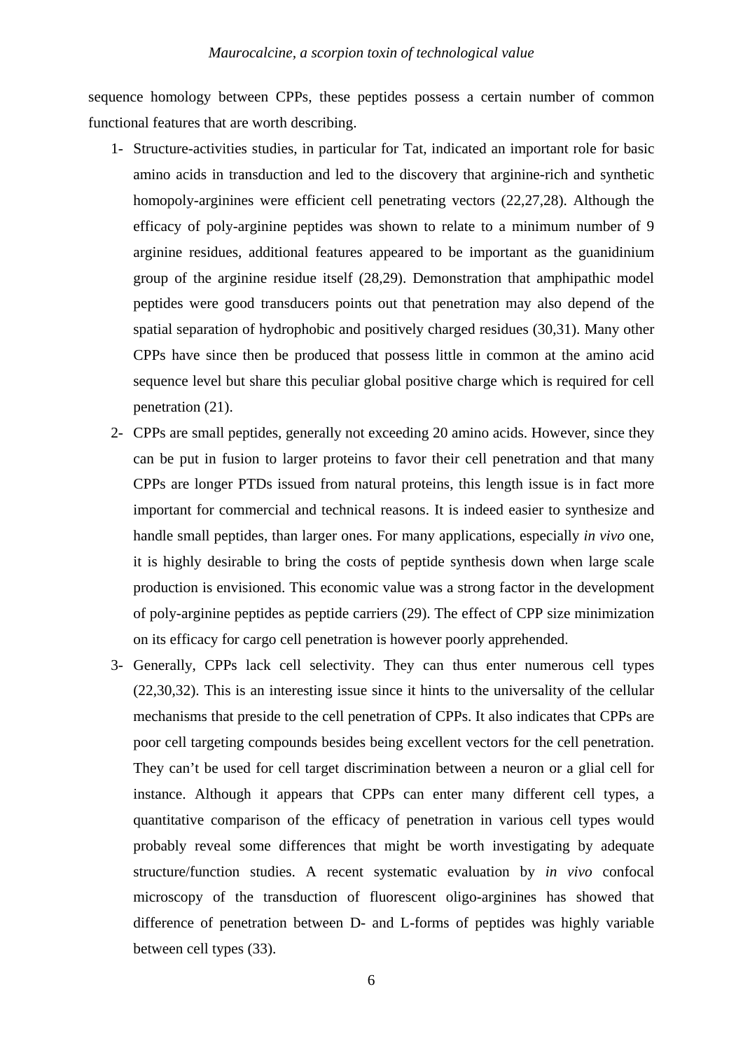sequence homology between CPPs, these peptides possess a certain number of common functional features that are worth describing.

1- Structure-activities studies, in particular for Tat, indicated an important role for basic amino acids in transduction and led to the discovery that arginine-rich and synthetic homopoly-arginines were efficient cell penetrating vectors (22,27,28). Although the efficacy of poly-arginine peptides was shown to relate to a minimum number of 9 arginine residues, additional features appeared to be important as the guanidinium group of the arginine residue itself (28,29). Demonstration that amphipathic model peptides were good transducers points out that penetration may also depend of the spatial separation of hydrophobic and positively charged residues (30,31). Many other CPPs have since then be produced that possess little in common at the amino acid sequence level but share this peculiar global positive charge which is required for cell penetration (21).

2- CPPs are small peptides, generally not exceeding 20 amino acids. However, since they can be put in fusion to larger proteins to favor their cell penetration and that many CPPs are longer PTDs issued from natural proteins, this length issue is in fact more important for commercial and technical reasons. It is indeed easier to synthesize and handle small peptides, than larger ones. For many applications, especially *in vivo* one, it is highly desirable to bring the costs of peptide synthesis down when large scale production is envisioned. This economic value was a strong factor in the development of poly-arginine peptides as peptide carriers (29). The effect of CPP size minimization on its efficacy for cargo cell penetration is however poorly apprehended.

3- Generally, CPPs lack cell selectivity. They can thus enter numerous cell types (22,30,32). This is an interesting issue since it hints to the universality of the cellular mechanisms that preside to the cell penetration of CPPs. It also indicates that CPPs are poor cell targeting compounds besides being excellent vectors for the cell penetration. They can't be used for cell target discrimination between a neuron or a glial cell for instance. Although it appears that CPPs can enter many different cell types, a quantitative comparison of the efficacy of penetration in various cell types would probably reveal some differences that might be worth investigating by adequate structure/function studies. A recent systematic evaluation by *in vivo* confocal microscopy of the transduction of fluorescent oligo-arginines has showed that difference of penetration between D- and L-forms of peptides was highly variable between cell types (33).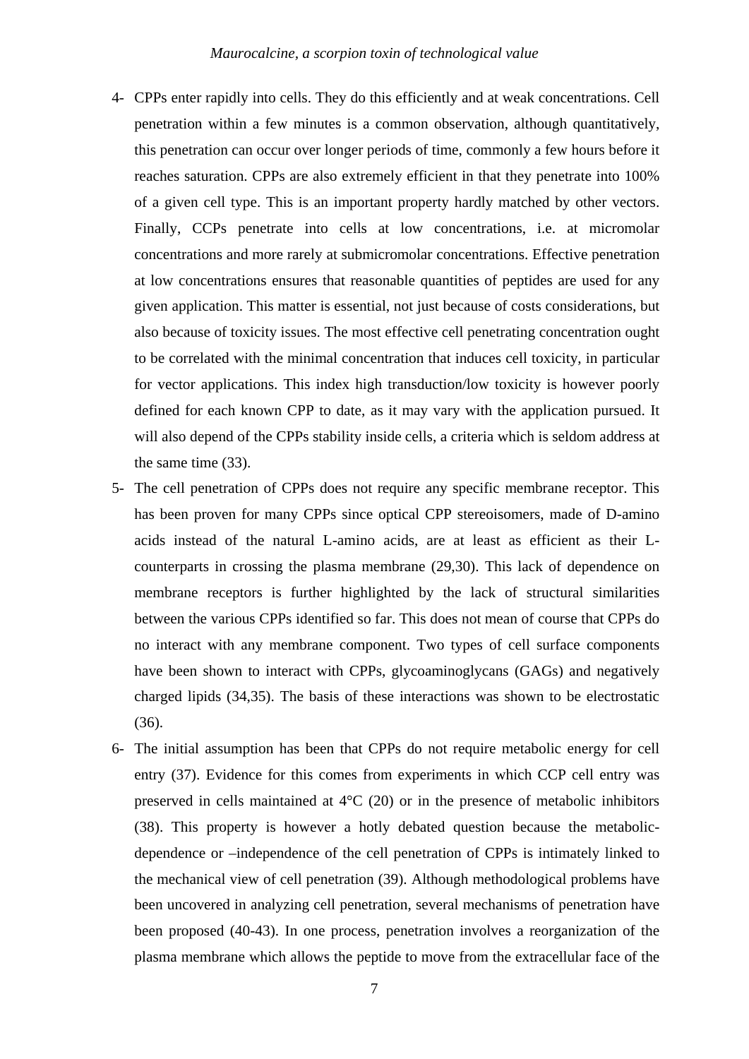4- CPPs enter rapidly into cells. They do this efficiently and at weak concentrations. Cell penetration within a few minutes is a common observation, although quantitatively, this penetration can occur over longer periods of time, commonly a few hours before it reaches saturation. CPPs are also extremely efficient in that they penetrate into 100% of a given cell type. This is an important property hardly matched by other vectors. Finally, CCPs penetrate into cells at low concentrations, i.e. at micromolar concentrations and more rarely at submicromolar concentrations. Effective penetration at low concentrations ensures that reasonable quantities of peptides are used for any given application. This matter is essential, not just because of costs considerations, but also because of toxicity issues. The most effective cell penetrating concentration ought to be correlated with the minimal concentration that induces cell toxicity, in particular for vector applications. This index high transduction/low toxicity is however poorly defined for each known CPP to date, as it may vary with the application pursued. It will also depend of the CPPs stability inside cells, a criteria which is seldom address at the same time (33).

5- The cell penetration of CPPs does not require any specific membrane receptor. This has been proven for many CPPs since optical CPP stereoisomers, made of D-amino acids instead of the natural L-amino acids, are at least as efficient as their L-counterparts in crossing the plasma membrane (29,30). This lack of dependence on membrane receptors is further highlighted by the lack of structural similarities between the various CPPs identified so far. This does not mean of course that CPPs do no interact with any membrane component. Two types of cell surface components have been shown to interact with CPPs, glycoaminoglycans (GAGs) and negatively charged lipids (34,35). The basis of these interactions was shown to be electrostatic (36).

6- The initial assumption has been that CPPs do not require metabolic energy for cell entry (37). Evidence for this comes from experiments in which CCP cell entry was preserved in cells maintained at 4°C (20) or in the presence of metabolic inhibitors (38). This property is however a hotly debated question because the metabolic-dependence or –independence of the cell penetration of CPPs is intimately linked to the mechanical view of cell penetration (39). Although methodological problems have been uncovered in analyzing cell penetration, several mechanisms of penetration have been proposed (40-43). In one process, penetration involves a reorganization of the plasma membrane which allows the peptide to move from the extracellular face of the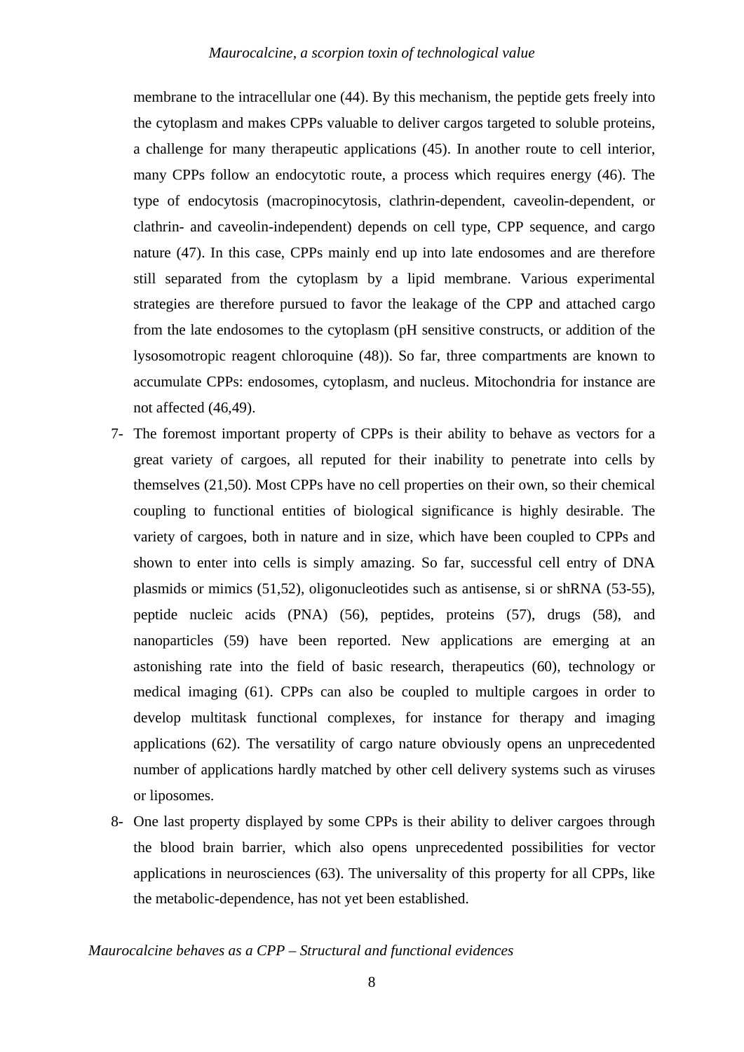membrane to the intracellular one (44). By this mechanism, the peptide gets freely into the cytoplasm and makes CPPs valuable to deliver cargos targeted to soluble proteins, a challenge for many therapeutic applications (45). In another route to cell interior, many CPPs follow an endocytotic route, a process which requires energy (46). The type of endocytosis (macropinocytosis, clathrin-dependent, caveolin-dependent, or clathrin- and caveolin-independent) depends on cell type, CPP sequence, and cargo nature (47). In this case, CPPs mainly end up into late endosomes and are therefore still separated from the cytoplasm by a lipid membrane. Various experimental strategies are therefore pursued to favor the leakage of the CPP and attached cargo from the late endosomes to the cytoplasm (pH sensitive constructs, or addition of the lysosomotropic reagent chloroquine (48)). So far, three compartments are known to accumulate CPPs: endosomes, cytoplasm, and nucleus. Mitochondria for instance are not affected (46,49).

7- The foremost important property of CPPs is their ability to behave as vectors for a great variety of cargoes, all reputed for their inability to penetrate into cells by themselves (21,50). Most CPPs have no cell properties on their own, so their chemical coupling to functional entities of biological significance is highly desirable. The variety of cargoes, both in nature and in size, which have been coupled to CPPs and shown to enter into cells is simply amazing. So far, successful cell entry of DNA plasmids or mimics (51,52), oligonucleotides such as antisense, si or shRNA (53-55), peptide nucleic acids (PNA) (56), peptides, proteins (57), drugs (58), and nanoparticles (59) have been reported. New applications are emerging at an astonishing rate into the field of basic research, therapeutics (60), technology or medical imaging (61). CPPs can also be coupled to multiple cargoes in order to develop multitask functional complexes, for instance for therapy and imaging applications (62). The versatility of cargo nature obviously opens an unprecedented number of applications hardly matched by other cell delivery systems such as viruses or liposomes.

8- One last property displayed by some CPPs is their ability to deliver cargoes through the blood brain barrier, which also opens unprecedented possibilities for vector applications in neurosciences (63). The universality of this property for all CPPs, like the metabolic-dependence, has not yet been established.

*Maurocalcine behaves as a CPP – Structural and functional evidences*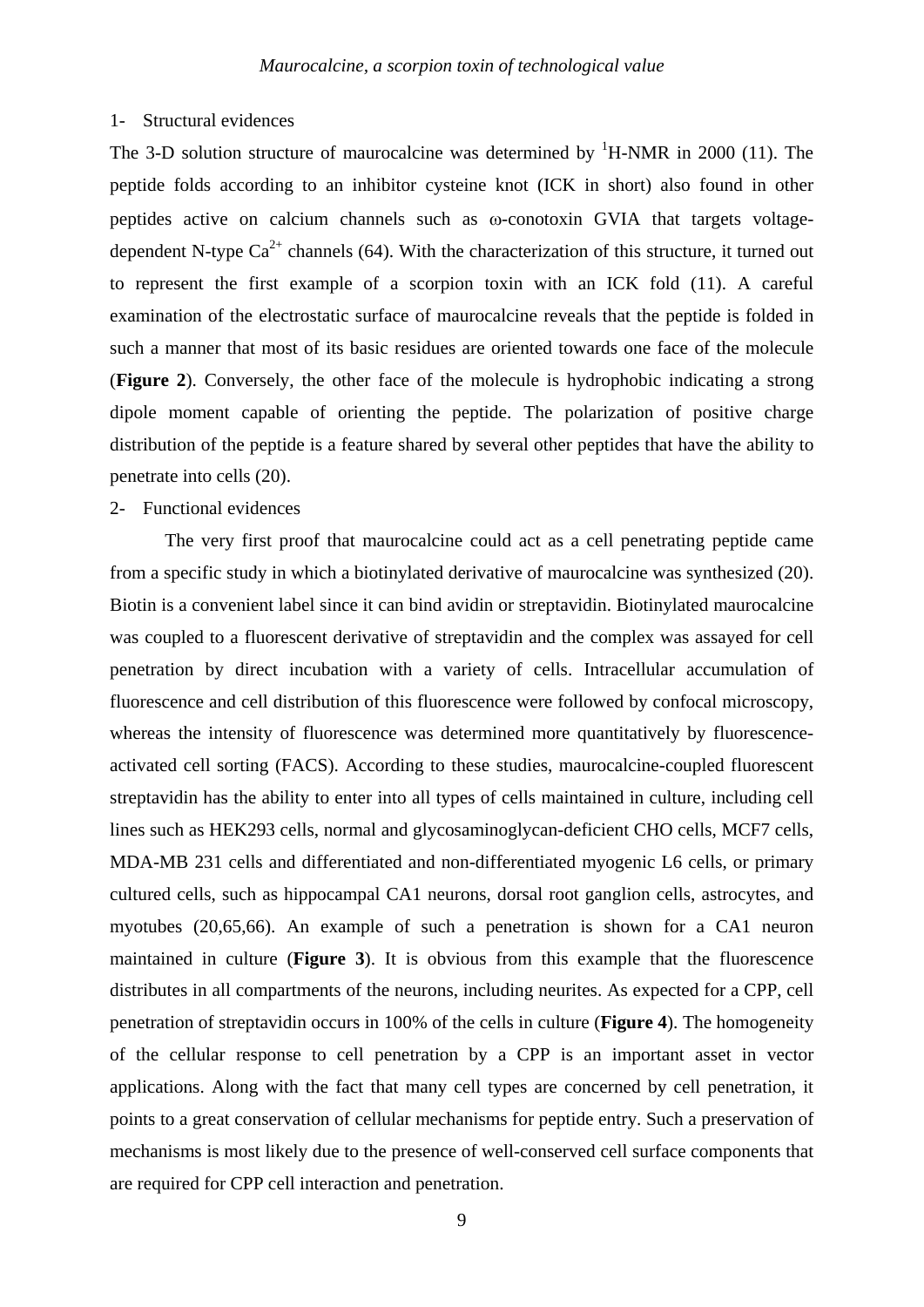1- Structural evidences

The 3-D solution structure of maurocalcine was determined by $^1$H-NMR in 2000 (11). The peptide folds according to an inhibitor cysteine knot (ICK in short) also found in other peptides active on calcium channels such as ω-conotoxin GVIA that targets voltage-dependent N-type $Ca^{2+}$ channels (64). With the characterization of this structure, it turned out to represent the first example of a scorpion toxin with an ICK fold (11). A careful examination of the electrostatic surface of maurocalcine reveals that the peptide is folded in such a manner that most of its basic residues are oriented towards one face of the molecule (**Figure 2**). Conversely, the other face of the molecule is hydrophobic indicating a strong dipole moment capable of orienting the peptide. The polarization of positive charge distribution of the peptide is a feature shared by several other peptides that have the ability to penetrate into cells (20).

2- Functional evidences

The very first proof that maurocalcine could act as a cell penetrating peptide came from a specific study in which a biotinylated derivative of maurocalcine was synthesized (20). Biotin is a convenient label since it can bind avidin or streptavidin. Biotinylated maurocalcine was coupled to a fluorescent derivative of streptavidin and the complex was assayed for cell penetration by direct incubation with a variety of cells. Intracellular accumulation of fluorescence and cell distribution of this fluorescence were followed by confocal microscopy, whereas the intensity of fluorescence was determined more quantitatively by fluorescence-activated cell sorting (FACS). According to these studies, maurocalcine-coupled fluorescent streptavidin has the ability to enter into all types of cells maintained in culture, including cell lines such as HEK293 cells, normal and glycosaminoglycan-deficient CHO cells, MCF7 cells, MDA-MB 231 cells and differentiated and non-differentiated myogenic L6 cells, or primary cultured cells, such as hippocampal CA1 neurons, dorsal root ganglion cells, astrocytes, and myotubes (20,65,66). An example of such a penetration is shown for a CA1 neuron maintained in culture (**Figure 3**). It is obvious from this example that the fluorescence distributes in all compartments of the neurons, including neurites. As expected for a CPP, cell penetration of streptavidin occurs in 100% of the cells in culture (**Figure 4**). The homogeneity of the cellular response to cell penetration by a CPP is an important asset in vector applications. Along with the fact that many cell types are concerned by cell penetration, it points to a great conservation of cellular mechanisms for peptide entry. Such a preservation of mechanisms is most likely due to the presence of well-conserved cell surface components that are required for CPP cell interaction and penetration.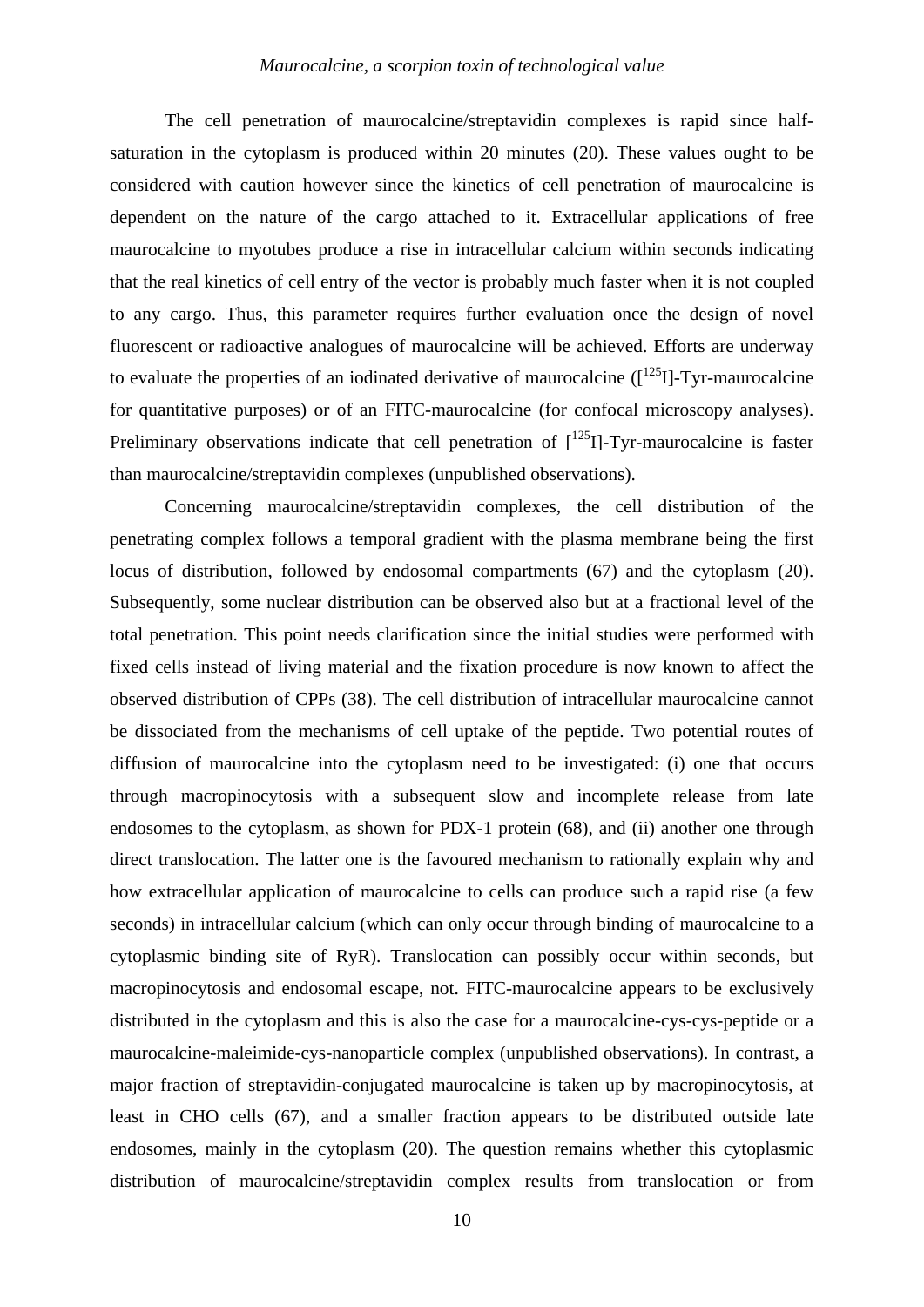The cell penetration of maurocalcine/streptavidin complexes is rapid since half-saturation in the cytoplasm is produced within 20 minutes (20). These values ought to be considered with caution however since the kinetics of cell penetration of maurocalcine is dependent on the nature of the cargo attached to it. Extracellular applications of free maurocalcine to myotubes produce a rise in intracellular calcium within seconds indicating that the real kinetics of cell entry of the vector is probably much faster when it is not coupled to any cargo. Thus, this parameter requires further evaluation once the design of novel fluorescent or radioactive analogues of maurocalcine will be achieved. Efforts are underway to evaluate the properties of an iodinated derivative of maurocalcine ([$^{125}$I]-Tyr-maurocalcine for quantitative purposes) or of an FITC-maurocalcine (for confocal microscopy analyses). Preliminary observations indicate that cell penetration of [$^{125}$I]-Tyr-maurocalcine is faster than maurocalcine/streptavidin complexes (unpublished observations).

Concerning maurocalcine/streptavidin complexes, the cell distribution of the penetrating complex follows a temporal gradient with the plasma membrane being the first locus of distribution, followed by endosomal compartments (67) and the cytoplasm (20). Subsequently, some nuclear distribution can be observed also but at a fractional level of the total penetration. This point needs clarification since the initial studies were performed with fixed cells instead of living material and the fixation procedure is now known to affect the observed distribution of CPPs (38). The cell distribution of intracellular maurocalcine cannot be dissociated from the mechanisms of cell uptake of the peptide. Two potential routes of diffusion of maurocalcine into the cytoplasm need to be investigated: (i) one that occurs through macropinocytosis with a subsequent slow and incomplete release from late endosomes to the cytoplasm, as shown for PDX-1 protein (68), and (ii) another one through direct translocation. The latter one is the favoured mechanism to rationally explain why and how extracellular application of maurocalcine to cells can produce such a rapid rise (a few seconds) in intracellular calcium (which can only occur through binding of maurocalcine to a cytoplasmic binding site of RyR). Translocation can possibly occur within seconds, but macropinocytosis and endosomal escape, not. FITC-maurocalcine appears to be exclusively distributed in the cytoplasm and this is also the case for a maurocalcine-cys-cys-peptide or a maurocalcine-maleimide-cys-nanoparticle complex (unpublished observations). In contrast, a major fraction of streptavidin-conjugated maurocalcine is taken up by macropinocytosis, at least in CHO cells (67), and a smaller fraction appears to be distributed outside late endosomes, mainly in the cytoplasm (20). The question remains whether this cytoplasmic distribution of maurocalcine/streptavidin complex results from translocation or from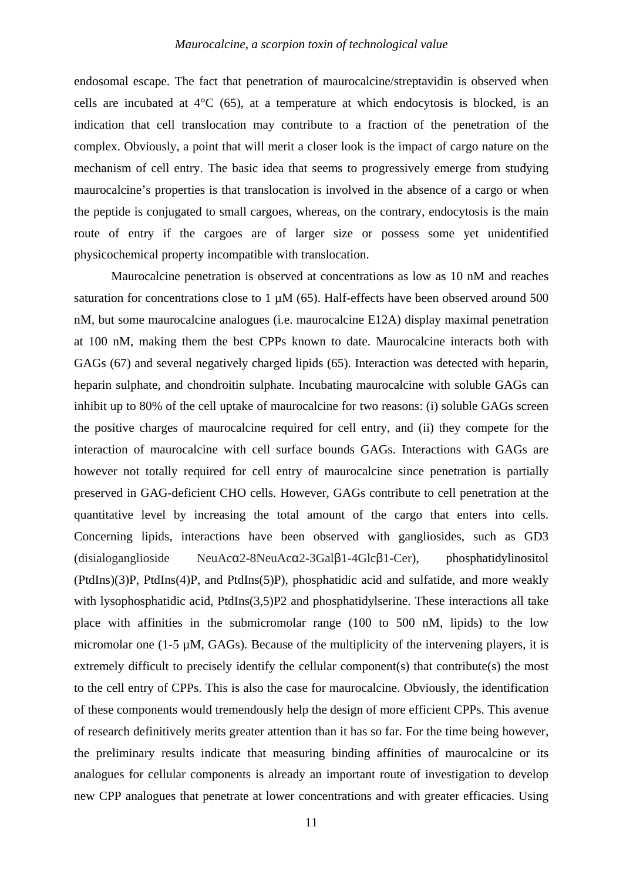endosomal escape. The fact that penetration of maurocalcine/streptavidin is observed when cells are incubated at 4°C (65), at a temperature at which endocytosis is blocked, is an indication that cell translocation may contribute to a fraction of the penetration of the complex. Obviously, a point that will merit a closer look is the impact of cargo nature on the mechanism of cell entry. The basic idea that seems to progressively emerge from studying maurocalcine's properties is that translocation is involved in the absence of a cargo or when the peptide is conjugated to small cargoes, whereas, on the contrary, endocytosis is the main route of entry if the cargoes are of larger size or possess some yet unidentified physicochemical property incompatible with translocation.

Maurocalcine penetration is observed at concentrations as low as 10 nM and reaches saturation for concentrations close to 1 µM (65). Half-effects have been observed around 500 nM, but some maurocalcine analogues (i.e. maurocalcine E12A) display maximal penetration at 100 nM, making them the best CPPs known to date. Maurocalcine interacts both with GAGs (67) and several negatively charged lipids (65). Interaction was detected with heparin, heparin sulphate, and chondroitin sulphate. Incubating maurocalcine with soluble GAGs can inhibit up to 80% of the cell uptake of maurocalcine for two reasons: (i) soluble GAGs screen the positive charges of maurocalcine required for cell entry, and (ii) they compete for the interaction of maurocalcine with cell surface bounds GAGs. Interactions with GAGs are however not totally required for cell entry of maurocalcine since penetration is partially preserved in GAG-deficient CHO cells. However, GAGs contribute to cell penetration at the quantitative level by increasing the total amount of the cargo that enters into cells. Concerning lipids, interactions have been observed with gangliosides, such as GD3 (disialoganglioside NeuAcα2-8NeuAcα2-3Galβ1-4Glcβ1-Cer), phosphatidylinositol (PtdIns)(3)P, PtdIns(4)P, and PtdIns(5)P), phosphatidic acid and sulfatide, and more weakly with lysophosphatidic acid, PtdIns(3,5)P2 and phosphatidylserine. These interactions all take place with affinities in the submicromolar range (100 to 500 nM, lipids) to the low micromolar one (1-5 µM, GAGs). Because of the multiplicity of the intervening players, it is extremely difficult to precisely identify the cellular component(s) that contribute(s) the most to the cell entry of CPPs. This is also the case for maurocalcine. Obviously, the identification of these components would tremendously help the design of more efficient CPPs. This avenue of research definitively merits greater attention than it has so far. For the time being however, the preliminary results indicate that measuring binding affinities of maurocalcine or its analogues for cellular components is already an important route of investigation to develop new CPP analogues that penetrate at lower concentrations and with greater efficacies. Using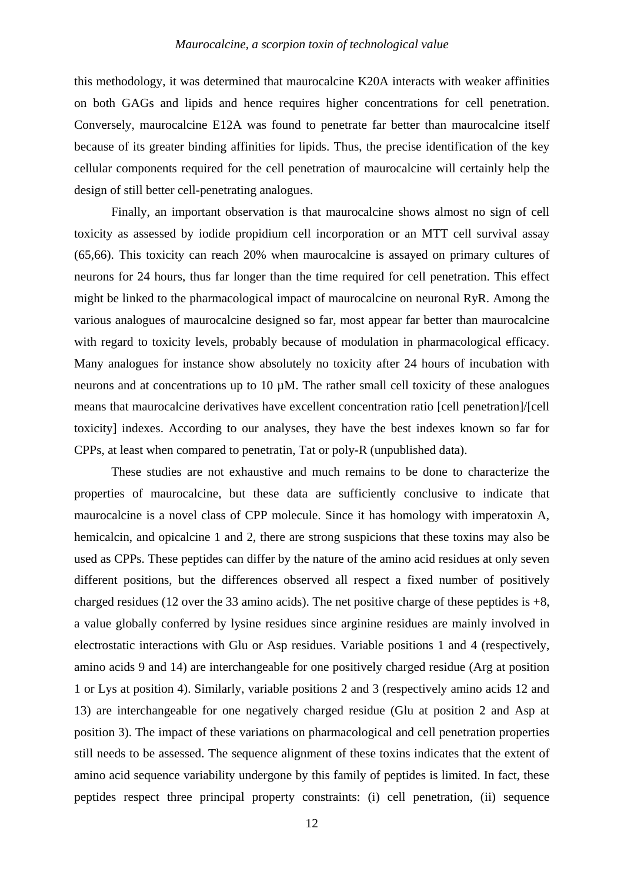this methodology, it was determined that maurocalcine K20A interacts with weaker affinities on both GAGs and lipids and hence requires higher concentrations for cell penetration. Conversely, maurocalcine E12A was found to penetrate far better than maurocalcine itself because of its greater binding affinities for lipids. Thus, the precise identification of the key cellular components required for the cell penetration of maurocalcine will certainly help the design of still better cell-penetrating analogues.

Finally, an important observation is that maurocalcine shows almost no sign of cell toxicity as assessed by iodide propidium cell incorporation or an MTT cell survival assay (65,66). This toxicity can reach 20% when maurocalcine is assayed on primary cultures of neurons for 24 hours, thus far longer than the time required for cell penetration. This effect might be linked to the pharmacological impact of maurocalcine on neuronal RyR. Among the various analogues of maurocalcine designed so far, most appear far better than maurocalcine with regard to toxicity levels, probably because of modulation in pharmacological efficacy. Many analogues for instance show absolutely no toxicity after 24 hours of incubation with neurons and at concentrations up to 10 µM. The rather small cell toxicity of these analogues means that maurocalcine derivatives have excellent concentration ratio [cell penetration]/[cell toxicity] indexes. According to our analyses, they have the best indexes known so far for CPPs, at least when compared to penetratin, Tat or poly-R (unpublished data).

These studies are not exhaustive and much remains to be done to characterize the properties of maurocalcine, but these data are sufficiently conclusive to indicate that maurocalcine is a novel class of CPP molecule. Since it has homology with imperatoxin A, hemicalcin, and opicalcine 1 and 2, there are strong suspicions that these toxins may also be used as CPPs. These peptides can differ by the nature of the amino acid residues at only seven different positions, but the differences observed all respect a fixed number of positively charged residues (12 over the 33 amino acids). The net positive charge of these peptides is +8, a value globally conferred by lysine residues since arginine residues are mainly involved in electrostatic interactions with Glu or Asp residues. Variable positions 1 and 4 (respectively, amino acids 9 and 14) are interchangeable for one positively charged residue (Arg at position 1 or Lys at position 4). Similarly, variable positions 2 and 3 (respectively amino acids 12 and 13) are interchangeable for one negatively charged residue (Glu at position 2 and Asp at position 3). The impact of these variations on pharmacological and cell penetration properties still needs to be assessed. The sequence alignment of these toxins indicates that the extent of amino acid sequence variability undergone by this family of peptides is limited. In fact, these peptides respect three principal property constraints: (i) cell penetration, (ii) sequence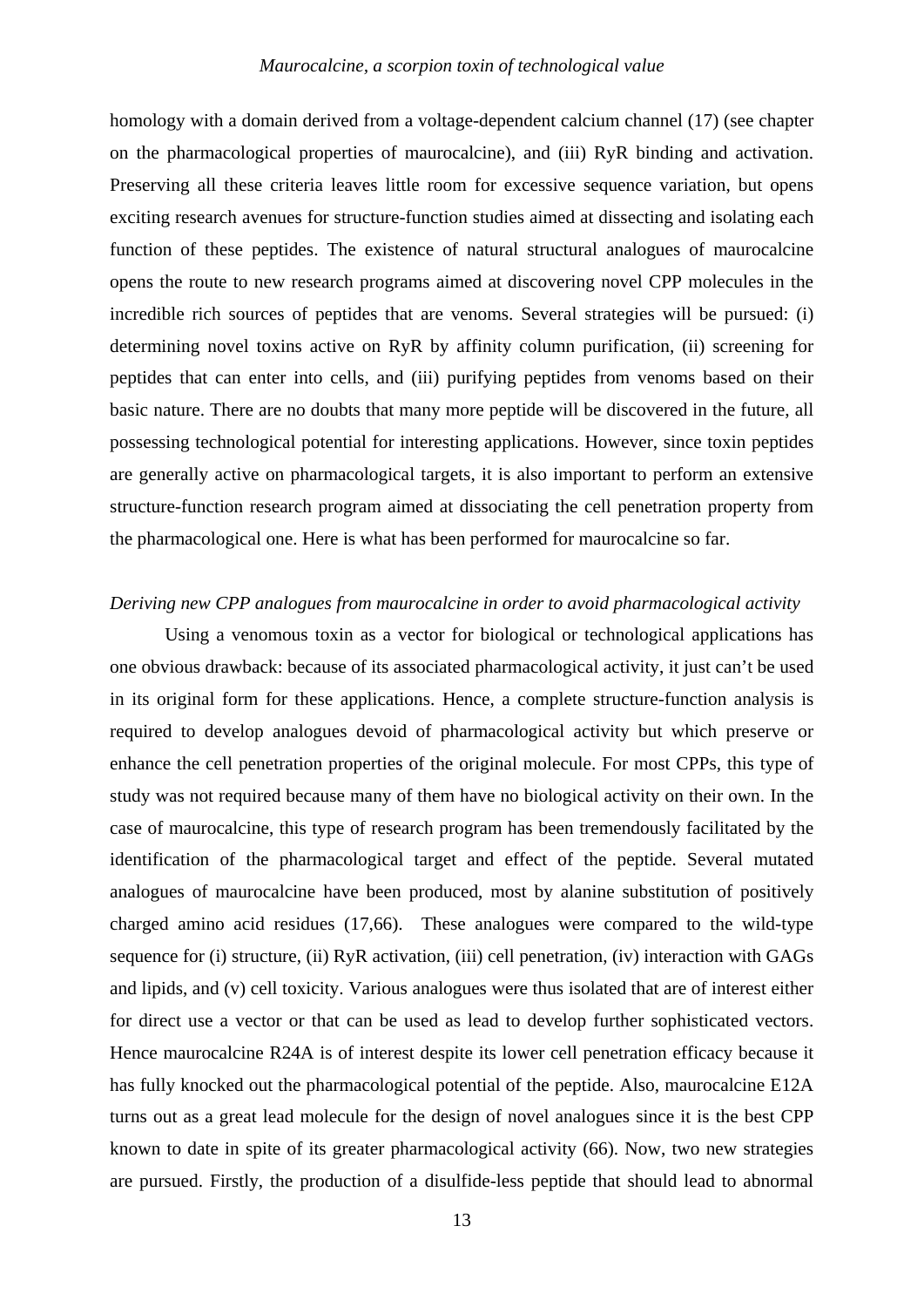homology with a domain derived from a voltage-dependent calcium channel (17) (see chapter on the pharmacological properties of maurocalcine), and (iii) RyR binding and activation. Preserving all these criteria leaves little room for excessive sequence variation, but opens exciting research avenues for structure-function studies aimed at dissecting and isolating each function of these peptides. The existence of natural structural analogues of maurocalcine opens the route to new research programs aimed at discovering novel CPP molecules in the incredible rich sources of peptides that are venoms. Several strategies will be pursued: (i) determining novel toxins active on RyR by affinity column purification, (ii) screening for peptides that can enter into cells, and (iii) purifying peptides from venoms based on their basic nature. There are no doubts that many more peptide will be discovered in the future, all possessing technological potential for interesting applications. However, since toxin peptides are generally active on pharmacological targets, it is also important to perform an extensive structure-function research program aimed at dissociating the cell penetration property from the pharmacological one. Here is what has been performed for maurocalcine so far.

*Deriving new CPP analogues from maurocalcine in order to avoid pharmacological activity*

Using a venomous toxin as a vector for biological or technological applications has one obvious drawback: because of its associated pharmacological activity, it just can't be used in its original form for these applications. Hence, a complete structure-function analysis is required to develop analogues devoid of pharmacological activity but which preserve or enhance the cell penetration properties of the original molecule. For most CPPs, this type of study was not required because many of them have no biological activity on their own. In the case of maurocalcine, this type of research program has been tremendously facilitated by the identification of the pharmacological target and effect of the peptide. Several mutated analogues of maurocalcine have been produced, most by alanine substitution of positively charged amino acid residues (17,66). These analogues were compared to the wild-type sequence for (i) structure, (ii) RyR activation, (iii) cell penetration, (iv) interaction with GAGs and lipids, and (v) cell toxicity. Various analogues were thus isolated that are of interest either for direct use a vector or that can be used as lead to develop further sophisticated vectors. Hence maurocalcine R24A is of interest despite its lower cell penetration efficacy because it has fully knocked out the pharmacological potential of the peptide. Also, maurocalcine E12A turns out as a great lead molecule for the design of novel analogues since it is the best CPP known to date in spite of its greater pharmacological activity (66). Now, two new strategies are pursued. Firstly, the production of a disulfide-less peptide that should lead to abnormal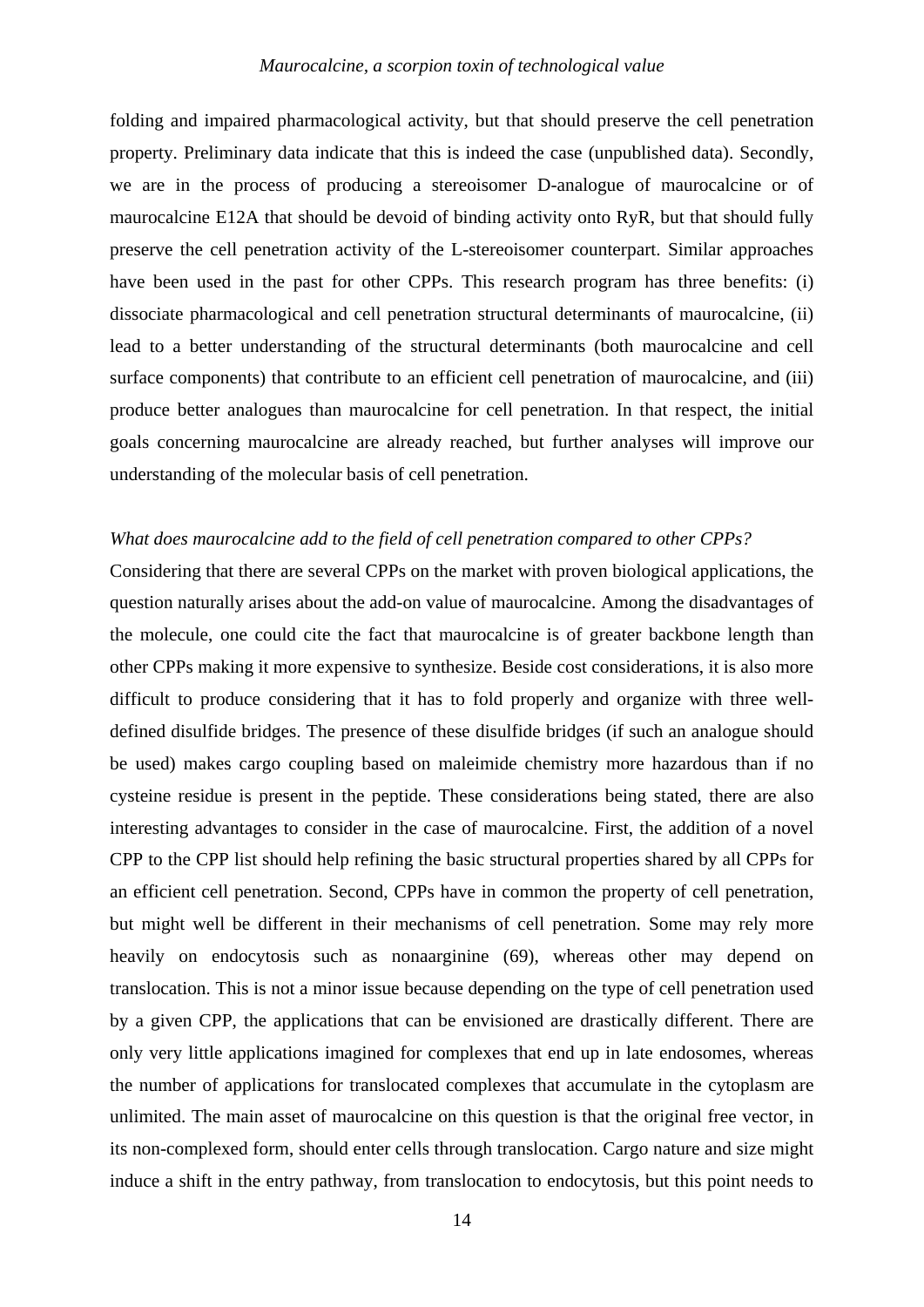folding and impaired pharmacological activity, but that should preserve the cell penetration property. Preliminary data indicate that this is indeed the case (unpublished data). Secondly, we are in the process of producing a stereoisomer D-analogue of maurocalcine or of maurocalcine E12A that should be devoid of binding activity onto RyR, but that should fully preserve the cell penetration activity of the L-stereoisomer counterpart. Similar approaches have been used in the past for other CPPs. This research program has three benefits: (i) dissociate pharmacological and cell penetration structural determinants of maurocalcine, (ii) lead to a better understanding of the structural determinants (both maurocalcine and cell surface components) that contribute to an efficient cell penetration of maurocalcine, and (iii) produce better analogues than maurocalcine for cell penetration. In that respect, the initial goals concerning maurocalcine are already reached, but further analyses will improve our understanding of the molecular basis of cell penetration.

*What does maurocalcine add to the field of cell penetration compared to other CPPs?*

Considering that there are several CPPs on the market with proven biological applications, the question naturally arises about the add-on value of maurocalcine. Among the disadvantages of the molecule, one could cite the fact that maurocalcine is of greater backbone length than other CPPs making it more expensive to synthesize. Beside cost considerations, it is also more difficult to produce considering that it has to fold properly and organize with three well-defined disulfide bridges. The presence of these disulfide bridges (if such an analogue should be used) makes cargo coupling based on maleimide chemistry more hazardous than if no cysteine residue is present in the peptide. These considerations being stated, there are also interesting advantages to consider in the case of maurocalcine. First, the addition of a novel CPP to the CPP list should help refining the basic structural properties shared by all CPPs for an efficient cell penetration. Second, CPPs have in common the property of cell penetration, but might well be different in their mechanisms of cell penetration. Some may rely more heavily on endocytosis such as nonaarginine (69), whereas other may depend on translocation. This is not a minor issue because depending on the type of cell penetration used by a given CPP, the applications that can be envisioned are drastically different. There are only very little applications imagined for complexes that end up in late endosomes, whereas the number of applications for translocated complexes that accumulate in the cytoplasm are unlimited. The main asset of maurocalcine on this question is that the original free vector, in its non-complexed form, should enter cells through translocation. Cargo nature and size might induce a shift in the entry pathway, from translocation to endocytosis, but this point needs to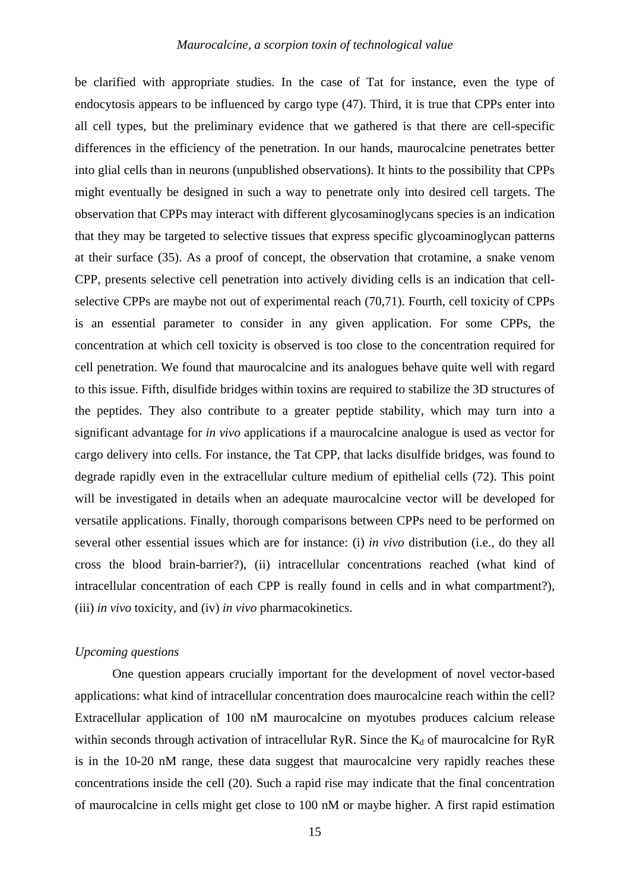be clarified with appropriate studies. In the case of Tat for instance, even the type of endocytosis appears to be influenced by cargo type (47). Third, it is true that CPPs enter into all cell types, but the preliminary evidence that we gathered is that there are cell-specific differences in the efficiency of the penetration. In our hands, maurocalcine penetrates better into glial cells than in neurons (unpublished observations). It hints to the possibility that CPPs might eventually be designed in such a way to penetrate only into desired cell targets. The observation that CPPs may interact with different glycosaminoglycans species is an indication that they may be targeted to selective tissues that express specific glycoaminoglycan patterns at their surface (35). As a proof of concept, the observation that crotamine, a snake venom CPP, presents selective cell penetration into actively dividing cells is an indication that cell-selective CPPs are maybe not out of experimental reach (70,71). Fourth, cell toxicity of CPPs is an essential parameter to consider in any given application. For some CPPs, the concentration at which cell toxicity is observed is too close to the concentration required for cell penetration. We found that maurocalcine and its analogues behave quite well with regard to this issue. Fifth, disulfide bridges within toxins are required to stabilize the 3D structures of the peptides. They also contribute to a greater peptide stability, which may turn into a significant advantage for *in vivo* applications if a maurocalcine analogue is used as vector for cargo delivery into cells. For instance, the Tat CPP, that lacks disulfide bridges, was found to degrade rapidly even in the extracellular culture medium of epithelial cells (72). This point will be investigated in details when an adequate maurocalcine vector will be developed for versatile applications. Finally, thorough comparisons between CPPs need to be performed on several other essential issues which are for instance: (i) *in vivo* distribution (i.e., do they all cross the blood brain-barrier?), (ii) intracellular concentrations reached (what kind of intracellular concentration of each CPP is really found in cells and in what compartment?), (iii) *in vivo* toxicity, and (iv) *in vivo* pharmacokinetics.

*Upcoming questions*

One question appears crucially important for the development of novel vector-based applications: what kind of intracellular concentration does maurocalcine reach within the cell? Extracellular application of 100 nM maurocalcine on myotubes produces calcium release within seconds through activation of intracellular RyR. Since the $K_d$ of maurocalcine for RyR is in the 10-20 nM range, these data suggest that maurocalcine very rapidly reaches these concentrations inside the cell (20). Such a rapid rise may indicate that the final concentration of maurocalcine in cells might get close to 100 nM or maybe higher. A first rapid estimation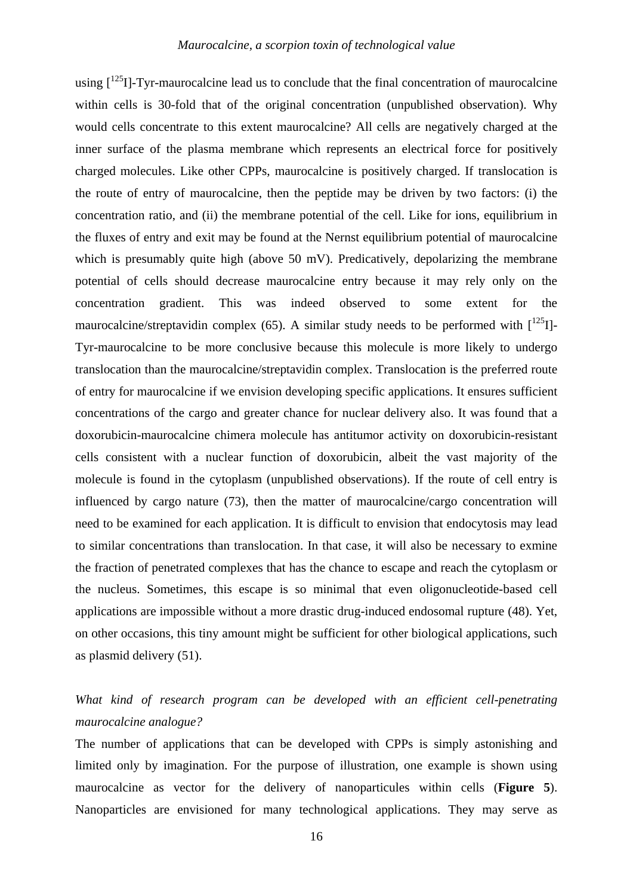using [$^{125}$I]-Tyr-maurocalcine lead us to conclude that the final concentration of maurocalcine within cells is 30-fold that of the original concentration (unpublished observation). Why would cells concentrate to this extent maurocalcine? All cells are negatively charged at the inner surface of the plasma membrane which represents an electrical force for positively charged molecules. Like other CPPs, maurocalcine is positively charged. If translocation is the route of entry of maurocalcine, then the peptide may be driven by two factors: (i) the concentration ratio, and (ii) the membrane potential of the cell. Like for ions, equilibrium in the fluxes of entry and exit may be found at the Nernst equilibrium potential of maurocalcine which is presumably quite high (above 50 mV). Predicatively, depolarizing the membrane potential of cells should decrease maurocalcine entry because it may rely only on the concentration gradient. This was indeed observed to some extent for the maurocalcine/streptavidin complex (65). A similar study needs to be performed with [$^{125}$I]-Tyr-maurocalcine to be more conclusive because this molecule is more likely to undergo translocation than the maurocalcine/streptavidin complex. Translocation is the preferred route of entry for maurocalcine if we envision developing specific applications. It ensures sufficient concentrations of the cargo and greater chance for nuclear delivery also. It was found that a doxorubicin-maurocalcine chimera molecule has antitumor activity on doxorubicin-resistant cells consistent with a nuclear function of doxorubicin, albeit the vast majority of the molecule is found in the cytoplasm (unpublished observations). If the route of cell entry is influenced by cargo nature (73), then the matter of maurocalcine/cargo concentration will need to be examined for each application. It is difficult to envision that endocytosis may lead to similar concentrations than translocation. In that case, it will also be necessary to exmine the fraction of penetrated complexes that has the chance to escape and reach the cytoplasm or the nucleus. Sometimes, this escape is so minimal that even oligonucleotide-based cell applications are impossible without a more drastic drug-induced endosomal rupture (48). Yet, on other occasions, this tiny amount might be sufficient for other biological applications, such as plasmid delivery (51).

*What kind of research program can be developed with an efficient cell-penetrating maurocalcine analogue?*

The number of applications that can be developed with CPPs is simply astonishing and limited only by imagination. For the purpose of illustration, one example is shown using maurocalcine as vector for the delivery of nanoparticules within cells (**Figure 5**). Nanoparticles are envisioned for many technological applications. They may serve as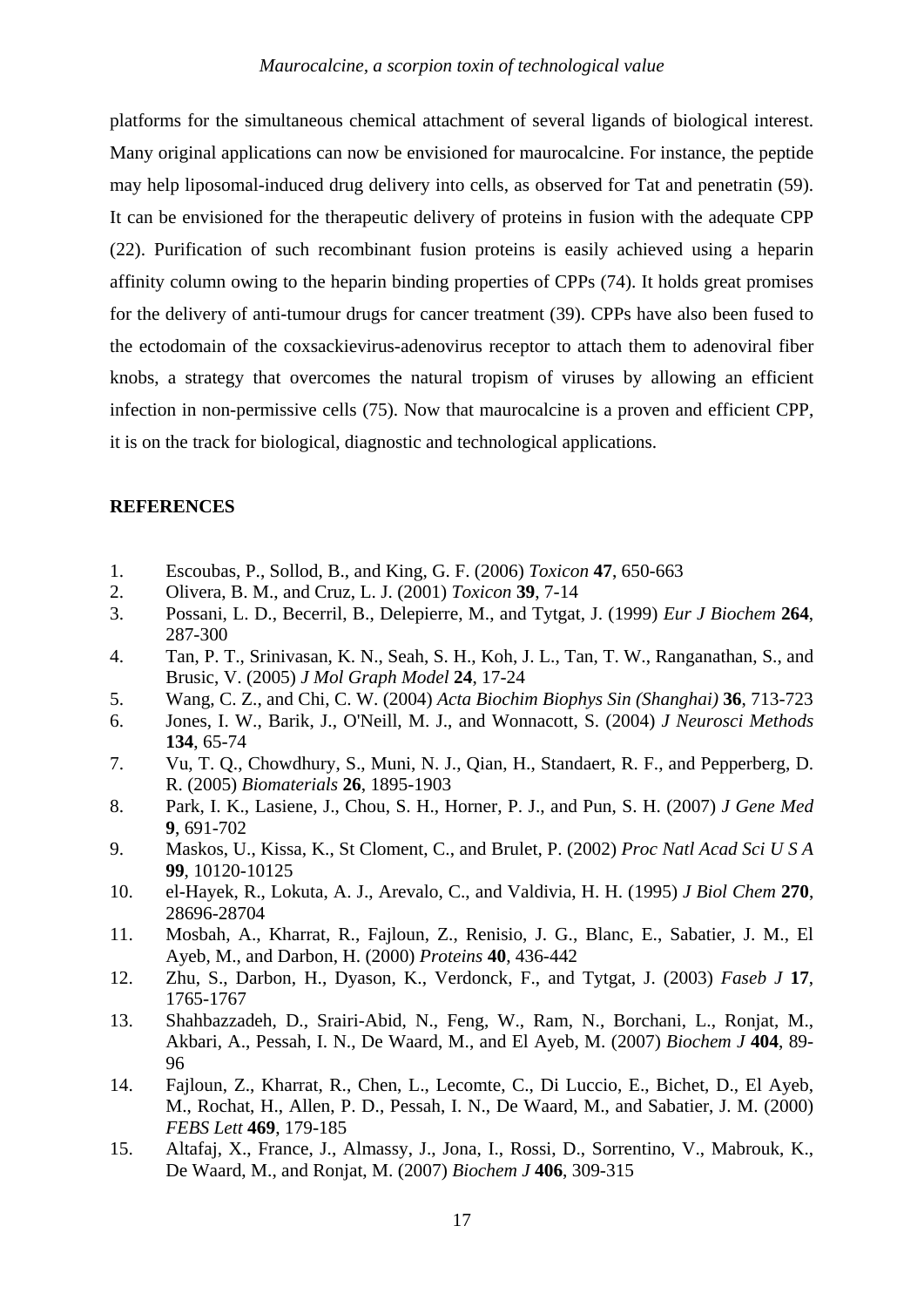platforms for the simultaneous chemical attachment of several ligands of biological interest. Many original applications can now be envisioned for maurocalcine. For instance, the peptide may help liposomal-induced drug delivery into cells, as observed for Tat and penetratin (59). It can be envisioned for the therapeutic delivery of proteins in fusion with the adequate CPP (22). Purification of such recombinant fusion proteins is easily achieved using a heparin affinity column owing to the heparin binding properties of CPPs (74). It holds great promises for the delivery of anti-tumour drugs for cancer treatment (39). CPPs have also been fused to the ectodomain of the coxsackievirus-adenovirus receptor to attach them to adenoviral fiber knobs, a strategy that overcomes the natural tropism of viruses by allowing an efficient infection in non-permissive cells (75). Now that maurocalcine is a proven and efficient CPP, it is on the track for biological, diagnostic and technological applications.

## REFERENCES

1. Escoubas, P., Sollod, B., and King, G. F. (2006) *Toxicon* **47**, 650-663
2. Olivera, B. M., and Cruz, L. J. (2001) *Toxicon* **39**, 7-14
3. Possani, L. D., Becerril, B., Delepierre, M., and Tytgat, J. (1999) *Eur J Biochem* **264**, 287-300
4. Tan, P. T., Srinivasan, K. N., Seah, S. H., Koh, J. L., Tan, T. W., Ranganathan, S., and Brusic, V. (2005) *J Mol Graph Model* **24**, 17-24
5. Wang, C. Z., and Chi, C. W. (2004) *Acta Biochim Biophys Sin (Shanghai)* **36**, 713-723
6. Jones, I. W., Barik, J., O'Neill, M. J., and Wonnacott, S. (2004) *J Neurosci Methods* **134**, 65-74
7. Vu, T. Q., Chowdhury, S., Muni, N. J., Qian, H., Standaert, R. F., and Pepperberg, D. R. (2005) *Biomaterials* **26**, 1895-1903
8. Park, I. K., Lasiene, J., Chou, S. H., Horner, P. J., and Pun, S. H. (2007) *J Gene Med* **9**, 691-702
9. Maskos, U., Kissa, K., St Cloment, C., and Brulet, P. (2002) *Proc Natl Acad Sci U S A* **99**, 10120-10125
10. el-Hayek, R., Lokuta, A. J., Arevalo, C., and Valdivia, H. H. (1995) *J Biol Chem* **270**, 28696-28704
11. Mosbah, A., Kharrat, R., Fajloun, Z., Renisio, J. G., Blanc, E., Sabatier, J. M., El Ayeb, M., and Darbon, H. (2000) *Proteins* **40**, 436-442
12. Zhu, S., Darbon, H., Dyason, K., Verdonck, F., and Tytgat, J. (2003) *Faseb J* **17**, 1765-1767
13. Shahbazzadeh, D., Srairi-Abid, N., Feng, W., Ram, N., Borchani, L., Ronjat, M., Akbari, A., Pessah, I. N., De Waard, M., and El Ayeb, M. (2007) *Biochem J* **404**, 89-96
14. Fajloun, Z., Kharrat, R., Chen, L., Lecomte, C., Di Luccio, E., Bichet, D., El Ayeb, M., Rochat, H., Allen, P. D., Pessah, I. N., De Waard, M., and Sabatier, J. M. (2000) *FEBS Lett* **469**, 179-185
15. Altafaj, X., France, J., Almassy, J., Jona, I., Rossi, D., Sorrentino, V., Mabrouk, K., De Waard, M., and Ronjat, M. (2007) *Biochem J* **406**, 309-315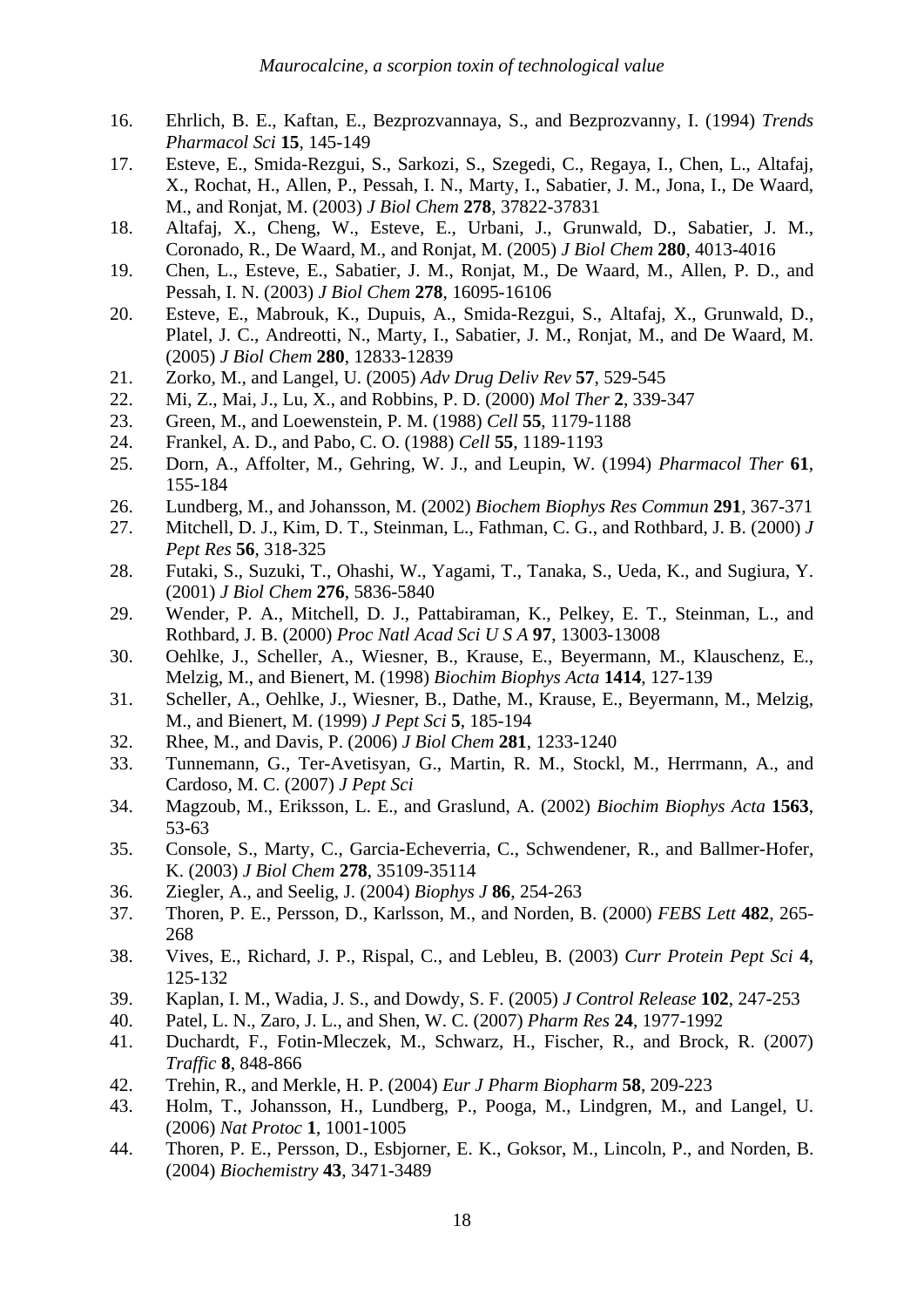16. Ehrlich, B. E., Kaftan, E., Bezprozvannaya, S., and Bezprozvanny, I. (1994) *Trends Pharmacol Sci* **15**, 145-149
17. Esteve, E., Smida-Rezgui, S., Sarkozi, S., Szegedi, C., Regaya, I., Chen, L., Altafaj, X., Rochat, H., Allen, P., Pessah, I. N., Marty, I., Sabatier, J. M., Jona, I., De Waard, M., and Ronjat, M. (2003) *J Biol Chem* **278**, 37822-37831
18. Altafaj, X., Cheng, W., Esteve, E., Urbani, J., Grunwald, D., Sabatier, J. M., Coronado, R., De Waard, M., and Ronjat, M. (2005) *J Biol Chem* **280**, 4013-4016
19. Chen, L., Esteve, E., Sabatier, J. M., Ronjat, M., De Waard, M., Allen, P. D., and Pessah, I. N. (2003) *J Biol Chem* **278**, 16095-16106
20. Esteve, E., Mabrouk, K., Dupuis, A., Smida-Rezgui, S., Altafaj, X., Grunwald, D., Platel, J. C., Andreotti, N., Marty, I., Sabatier, J. M., Ronjat, M., and De Waard, M. (2005) *J Biol Chem* **280**, 12833-12839
21. Zorko, M., and Langel, U. (2005) *Adv Drug Deliv Rev* **57**, 529-545
22. Mi, Z., Mai, J., Lu, X., and Robbins, P. D. (2000) *Mol Ther* **2**, 339-347
23. Green, M., and Loewenstein, P. M. (1988) *Cell* **55**, 1179-1188
24. Frankel, A. D., and Pabo, C. O. (1988) *Cell* **55**, 1189-1193
25. Dorn, A., Affolter, M., Gehring, W. J., and Leupin, W. (1994) *Pharmacol Ther* **61**, 155-184
26. Lundberg, M., and Johansson, M. (2002) *Biochem Biophys Res Commun* **291**, 367-371
27. Mitchell, D. J., Kim, D. T., Steinman, L., Fathman, C. G., and Rothbard, J. B. (2000) *J Pept Res* **56**, 318-325
28. Futaki, S., Suzuki, T., Ohashi, W., Yagami, T., Tanaka, S., Ueda, K., and Sugiura, Y. (2001) *J Biol Chem* **276**, 5836-5840
29. Wender, P. A., Mitchell, D. J., Pattabiraman, K., Pelkey, E. T., Steinman, L., and Rothbard, J. B. (2000) *Proc Natl Acad Sci U S A* **97**, 13003-13008
30. Oehlke, J., Scheller, A., Wiesner, B., Krause, E., Beyermann, M., Klauschenz, E., Melzig, M., and Bienert, M. (1998) *Biochim Biophys Acta* **1414**, 127-139
31. Scheller, A., Oehlke, J., Wiesner, B., Dathe, M., Krause, E., Beyermann, M., Melzig, M., and Bienert, M. (1999) *J Pept Sci* **5**, 185-194
32. Rhee, M., and Davis, P. (2006) *J Biol Chem* **281**, 1233-1240
33. Tunnemann, G., Ter-Avetisyan, G., Martin, R. M., Stockl, M., Herrmann, A., and Cardoso, M. C. (2007) *J Pept Sci*
34. Magzoub, M., Eriksson, L. E., and Graslund, A. (2002) *Biochim Biophys Acta* **1563**, 53-63
35. Console, S., Marty, C., Garcia-Echeverria, C., Schwendener, R., and Ballmer-Hofer, K. (2003) *J Biol Chem* **278**, 35109-35114
36. Ziegler, A., and Seelig, J. (2004) *Biophys J* **86**, 254-263
37. Thoren, P. E., Persson, D., Karlsson, M., and Norden, B. (2000) *FEBS Lett* **482**, 265-268
38. Vives, E., Richard, J. P., Rispal, C., and Lebleu, B. (2003) *Curr Protein Pept Sci* **4**, 125-132
39. Kaplan, I. M., Wadia, J. S., and Dowdy, S. F. (2005) *J Control Release* **102**, 247-253
40. Patel, L. N., Zaro, J. L., and Shen, W. C. (2007) *Pharm Res* **24**, 1977-1992
41. Duchardt, F., Fotin-Mleczek, M., Schwarz, H., Fischer, R., and Brock, R. (2007) *Traffic* **8**, 848-866
42. Trehin, R., and Merkle, H. P. (2004) *Eur J Pharm Biopharm* **58**, 209-223
43. Holm, T., Johansson, H., Lundberg, P., Pooga, M., Lindgren, M., and Langel, U. (2006) *Nat Protoc* **1**, 1001-1005
44. Thoren, P. E., Persson, D., Esbjorner, E. K., Goksor, M., Lincoln, P., and Norden, B. (2004) *Biochemistry* **43**, 3471-3489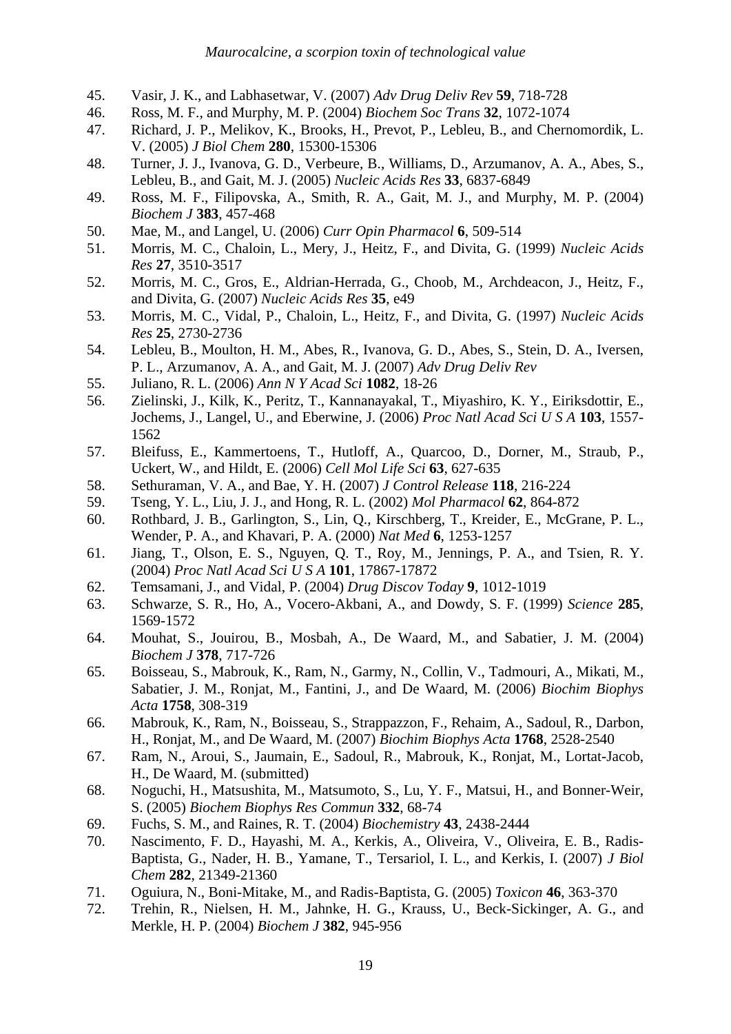45. Vasir, J. K., and Labhasetwar, V. (2007) *Adv Drug Deliv Rev* **59**, 718-728
46. Ross, M. F., and Murphy, M. P. (2004) *Biochem Soc Trans* **32**, 1072-1074
47. Richard, J. P., Melikov, K., Brooks, H., Prevot, P., Lebleu, B., and Chernomordik, L. V. (2005) *J Biol Chem* **280**, 15300-15306
48. Turner, J. J., Ivanova, G. D., Verbeure, B., Williams, D., Arzumanov, A. A., Abes, S., Lebleu, B., and Gait, M. J. (2005) *Nucleic Acids Res* **33**, 6837-6849
49. Ross, M. F., Filipovska, A., Smith, R. A., Gait, M. J., and Murphy, M. P. (2004) *Biochem J* **383**, 457-468
50. Mae, M., and Langel, U. (2006) *Curr Opin Pharmacol* **6**, 509-514
51. Morris, M. C., Chaloin, L., Mery, J., Heitz, F., and Divita, G. (1999) *Nucleic Acids Res* **27**, 3510-3517
52. Morris, M. C., Gros, E., Aldrian-Herrada, G., Choob, M., Archdeacon, J., Heitz, F., and Divita, G. (2007) *Nucleic Acids Res* **35**, e49
53. Morris, M. C., Vidal, P., Chaloin, L., Heitz, F., and Divita, G. (1997) *Nucleic Acids Res* **25**, 2730-2736
54. Lebleu, B., Moulton, H. M., Abes, R., Ivanova, G. D., Abes, S., Stein, D. A., Iversen, P. L., Arzumanov, A. A., and Gait, M. J. (2007) *Adv Drug Deliv Rev*
55. Juliano, R. L. (2006) *Ann N Y Acad Sci* **1082**, 18-26
56. Zielinski, J., Kilk, K., Peritz, T., Kannanayakal, T., Miyashiro, K. Y., Eiriksdottir, E., Jochems, J., Langel, U., and Eberwine, J. (2006) *Proc Natl Acad Sci U S A* **103**, 1557-1562
57. Bleifuss, E., Kammertoens, T., Hutloff, A., Quarcoo, D., Dorner, M., Straub, P., Uckert, W., and Hildt, E. (2006) *Cell Mol Life Sci* **63**, 627-635
58. Sethuraman, V. A., and Bae, Y. H. (2007) *J Control Release* **118**, 216-224
59. Tseng, Y. L., Liu, J. J., and Hong, R. L. (2002) *Mol Pharmacol* **62**, 864-872
60. Rothbard, J. B., Garlington, S., Lin, Q., Kirschberg, T., Kreider, E., McGrane, P. L., Wender, P. A., and Khavari, P. A. (2000) *Nat Med* **6**, 1253-1257
61. Jiang, T., Olson, E. S., Nguyen, Q. T., Roy, M., Jennings, P. A., and Tsien, R. Y. (2004) *Proc Natl Acad Sci U S A* **101**, 17867-17872
62. Temsamani, J., and Vidal, P. (2004) *Drug Discov Today* **9**, 1012-1019
63. Schwarze, S. R., Ho, A., Vocero-Akbani, A., and Dowdy, S. F. (1999) *Science* **285**, 1569-1572
64. Mouhat, S., Jouirou, B., Mosbah, A., De Waard, M., and Sabatier, J. M. (2004) *Biochem J* **378**, 717-726
65. Boisseau, S., Mabrouk, K., Ram, N., Garmy, N., Collin, V., Tadmouri, A., Mikati, M., Sabatier, J. M., Ronjat, M., Fantini, J., and De Waard, M. (2006) *Biochim Biophys Acta* **1758**, 308-319
66. Mabrouk, K., Ram, N., Boisseau, S., Strappazzon, F., Rehaim, A., Sadoul, R., Darbon, H., Ronjat, M., and De Waard, M. (2007) *Biochim Biophys Acta* **1768**, 2528-2540
67. Ram, N., Aroui, S., Jaumain, E., Sadoul, R., Mabrouk, K., Ronjat, M., Lortat-Jacob, H., De Waard, M. (submitted)
68. Noguchi, H., Matsushita, M., Matsumoto, S., Lu, Y. F., Matsui, H., and Bonner-Weir, S. (2005) *Biochem Biophys Res Commun* **332**, 68-74
69. Fuchs, S. M., and Raines, R. T. (2004) *Biochemistry* **43**, 2438-2444
70. Nascimento, F. D., Hayashi, M. A., Kerkis, A., Oliveira, V., Oliveira, E. B., Radis-Baptista, G., Nader, H. B., Yamane, T., Tersariol, I. L., and Kerkis, I. (2007) *J Biol Chem* **282**, 21349-21360
71. Oguiura, N., Boni-Mitake, M., and Radis-Baptista, G. (2005) *Toxicon* **46**, 363-370
72. Trehin, R., Nielsen, H. M., Jahnke, H. G., Krauss, U., Beck-Sickinger, A. G., and Merkle, H. P. (2004) *Biochem J* **382**, 945-956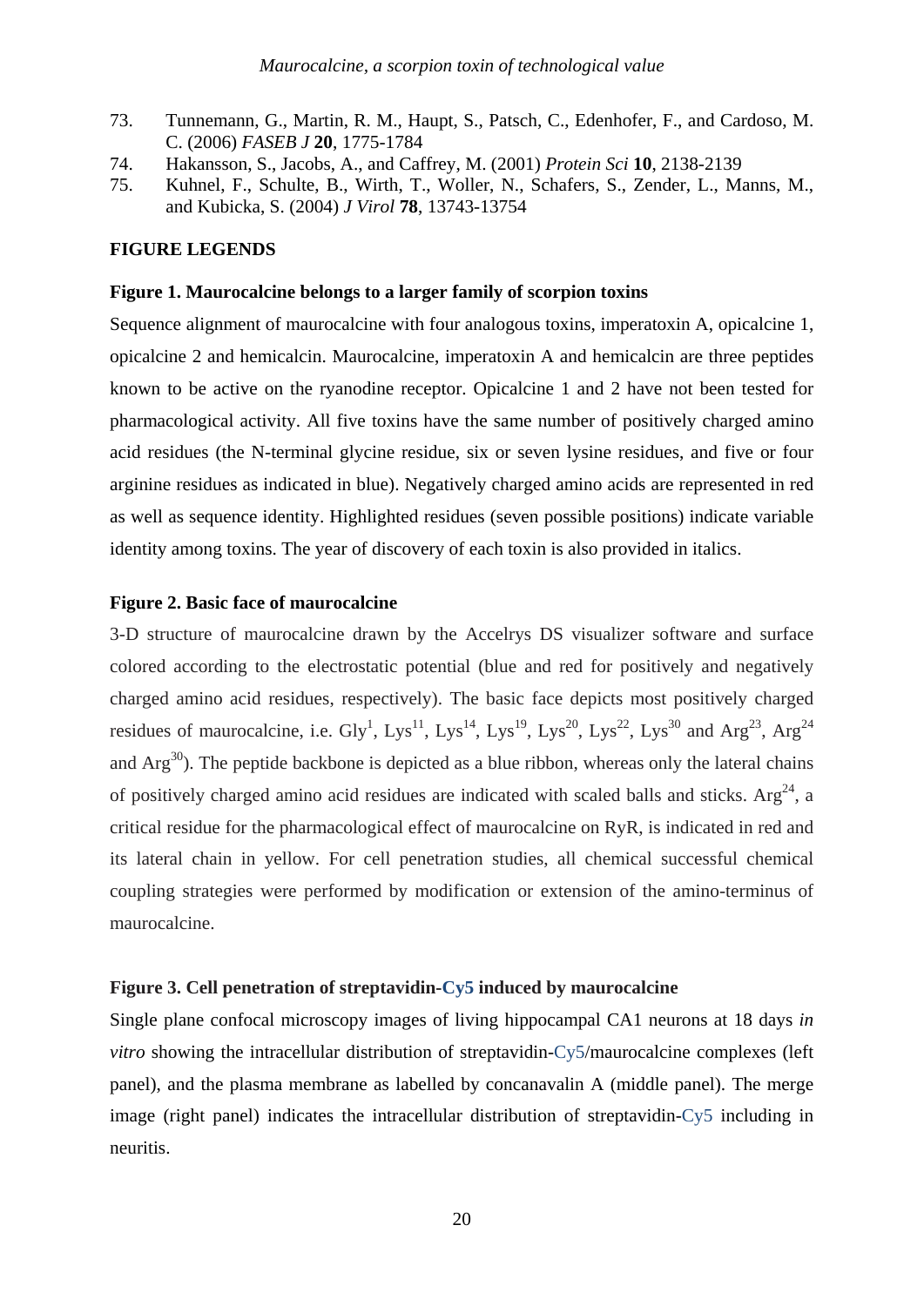73. Tunnemann, G., Martin, R. M., Haupt, S., Patsch, C., Edenhofer, F., and Cardoso, M. C. (2006) *FASEB J* **20**, 1775-1784
74. Hakansson, S., Jacobs, A., and Caffrey, M. (2001) *Protein Sci* **10**, 2138-2139
75. Kuhnel, F., Schulte, B., Wirth, T., Woller, N., Schafers, S., Zender, L., Manns, M., and Kubicka, S. (2004) *J Virol* **78**, 13743-13754

## FIGURE LEGENDS

**Figure 1. Maurocalcine belongs to a larger family of scorpion toxins**

Sequence alignment of maurocalcine with four analogous toxins, imperatoxin A, opicalcine 1, opicalcine 2 and hemicalcin. Maurocalcine, imperatoxin A and hemicalcin are three peptides known to be active on the ryanodine receptor. Opicalcine 1 and 2 have not been tested for pharmacological activity. All five toxins have the same number of positively charged amino acid residues (the N-terminal glycine residue, six or seven lysine residues, and five or four arginine residues as indicated in blue). Negatively charged amino acids are represented in red as well as sequence identity. Highlighted residues (seven possible positions) indicate variable identity among toxins. The year of discovery of each toxin is also provided in italics.

**Figure 2. Basic face of maurocalcine**

3-D structure of maurocalcine drawn by the Accelrys DS visualizer software and surface colored according to the electrostatic potential (blue and red for positively and negatively charged amino acid residues, respectively). The basic face depicts most positively charged residues of maurocalcine, i.e. $Gly^{1}$, $Lys^{11}$, $Lys^{14}$, $Lys^{19}$, $Lys^{20}$, $Lys^{22}$, $Lys^{30}$ and $Arg^{23}$, $Arg^{24}$ and $Arg^{30}$). The peptide backbone is depicted as a blue ribbon, whereas only the lateral chains of positively charged amino acid residues are indicated with scaled balls and sticks. $Arg^{24}$, a critical residue for the pharmacological effect of maurocalcine on RyR, is indicated in red and its lateral chain in yellow. For cell penetration studies, all chemical successful chemical coupling strategies were performed by modification or extension of the amino-terminus of maurocalcine.

**Figure 3. Cell penetration of streptavidin-Cy5 induced by maurocalcine**

Single plane confocal microscopy images of living hippocampal CA1 neurons at 18 days *in vitro* showing the intracellular distribution of streptavidin-Cy5/maurocalcine complexes (left panel), and the plasma membrane as labelled by concanavalin A (middle panel). The merge image (right panel) indicates the intracellular distribution of streptavidin-Cy5 including in neuritis.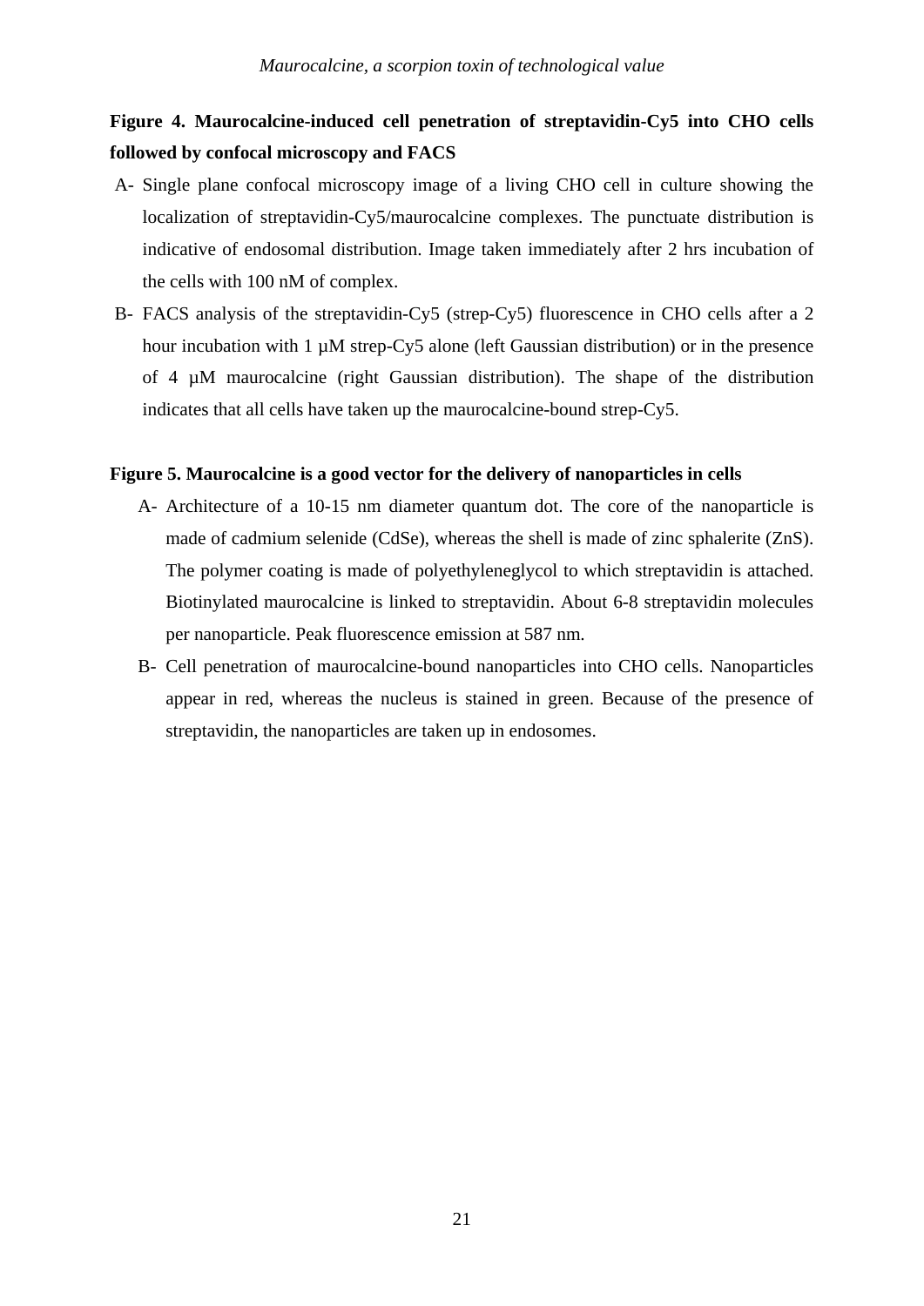**Figure 4. Maurocalcine-induced cell penetration of streptavidin-Cy5 into CHO cells followed by confocal microscopy and FACS**

- A- Single plane confocal microscopy image of a living CHO cell in culture showing the localization of streptavidin-Cy5/maurocalcine complexes. The punctuate distribution is indicative of endosomal distribution. Image taken immediately after 2 hrs incubation of the cells with 100 nM of complex.
- B- FACS analysis of the streptavidin-Cy5 (strep-Cy5) fluorescence in CHO cells after a 2 hour incubation with 1 µM strep-Cy5 alone (left Gaussian distribution) or in the presence of 4 µM maurocalcine (right Gaussian distribution). The shape of the distribution indicates that all cells have taken up the maurocalcine-bound strep-Cy5.

**Figure 5. Maurocalcine is a good vector for the delivery of nanoparticles in cells**

- A- Architecture of a 10-15 nm diameter quantum dot. The core of the nanoparticle is made of cadmium selenide (CdSe), whereas the shell is made of zinc sphalerite (ZnS). The polymer coating is made of polyethyleneglycol to which streptavidin is attached. Biotinylated maurocalcine is linked to streptavidin. About 6-8 streptavidin molecules per nanoparticle. Peak fluorescence emission at 587 nm.
- B- Cell penetration of maurocalcine-bound nanoparticles into CHO cells. Nanoparticles appear in red, whereas the nucleus is stained in green. Because of the presence of streptavidin, the nanoparticles are taken up in endosomes.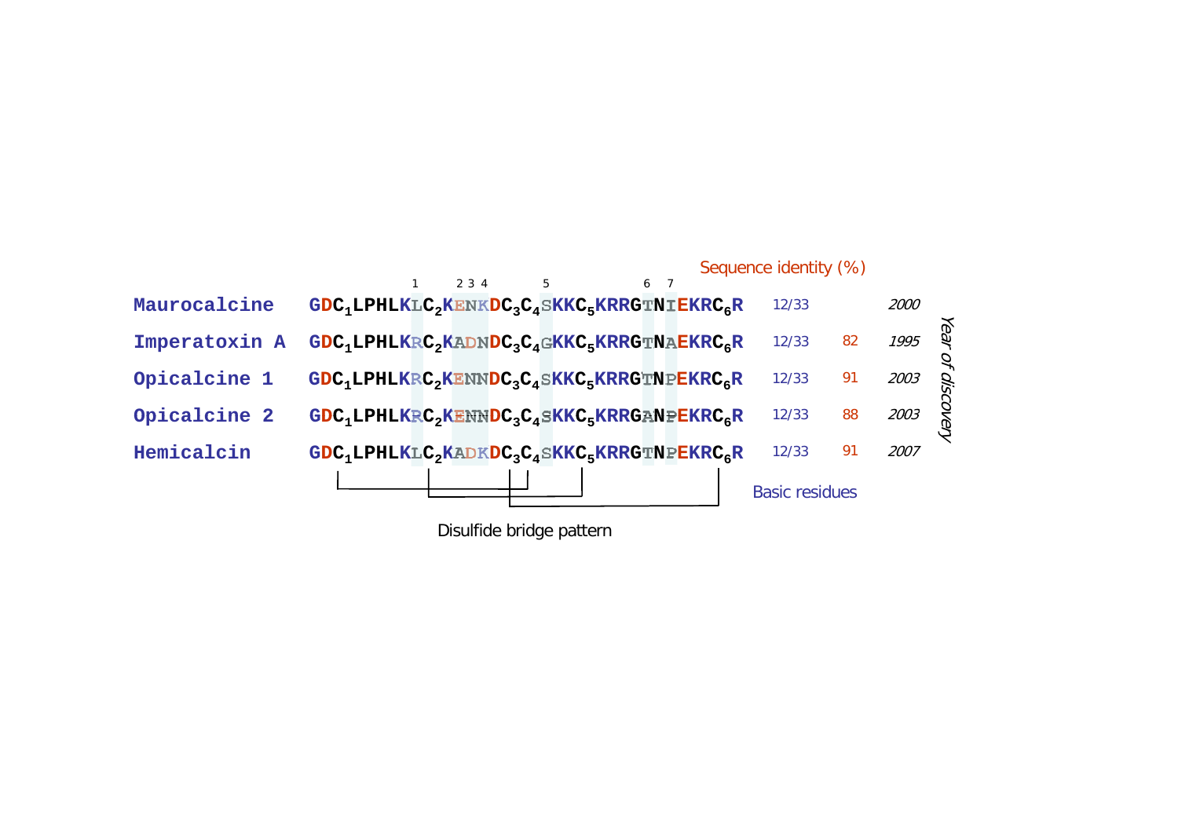| | | Sequence identity (%) | | |
|---|---|---|---|---|
| | 1 2 3 4 5 6 7 | | | |
| **Maurocalcine** | GD$C_1$LPHLKLC$_2$KENKDC$_3$C$_4$SKKC$_5$KRRGTNIEKRC$_6$R | 12/33 | | *2000* |
| **Imperatoxin A** | GD$C_1$LPHLKRC$_2$KADNDC$_3$C$_4$GKKC$_5$KRRGTNAEKRC$_6$R | 12/33 | 82 | *1995* |
| **Opicalcine 1** | GD$C_1$LPHLKRC$_2$KENNDC$_3$C$_4$SKKC$_5$KRRGTNPEKRC$_6$R | 12/33 | 91 | *2003* |
| **Opicalcine 2** | GD$C_1$LPHLKRC$_2$KENNDC$_3$C$_4$SKKC$_5$KRRGANPEKRC$_6$R | 12/33 | 88 | *2003* |
| **Hemicalcin** | GD$C_1$LPHLKLC$_2$KADKDC$_3$C$_4$SKKC$_5$KRRGTNPEKRC$_6$R | 12/33 | 91 | *2007* |
| | Disulfide bridge pattern | Basic residues | | *Year of discovery* |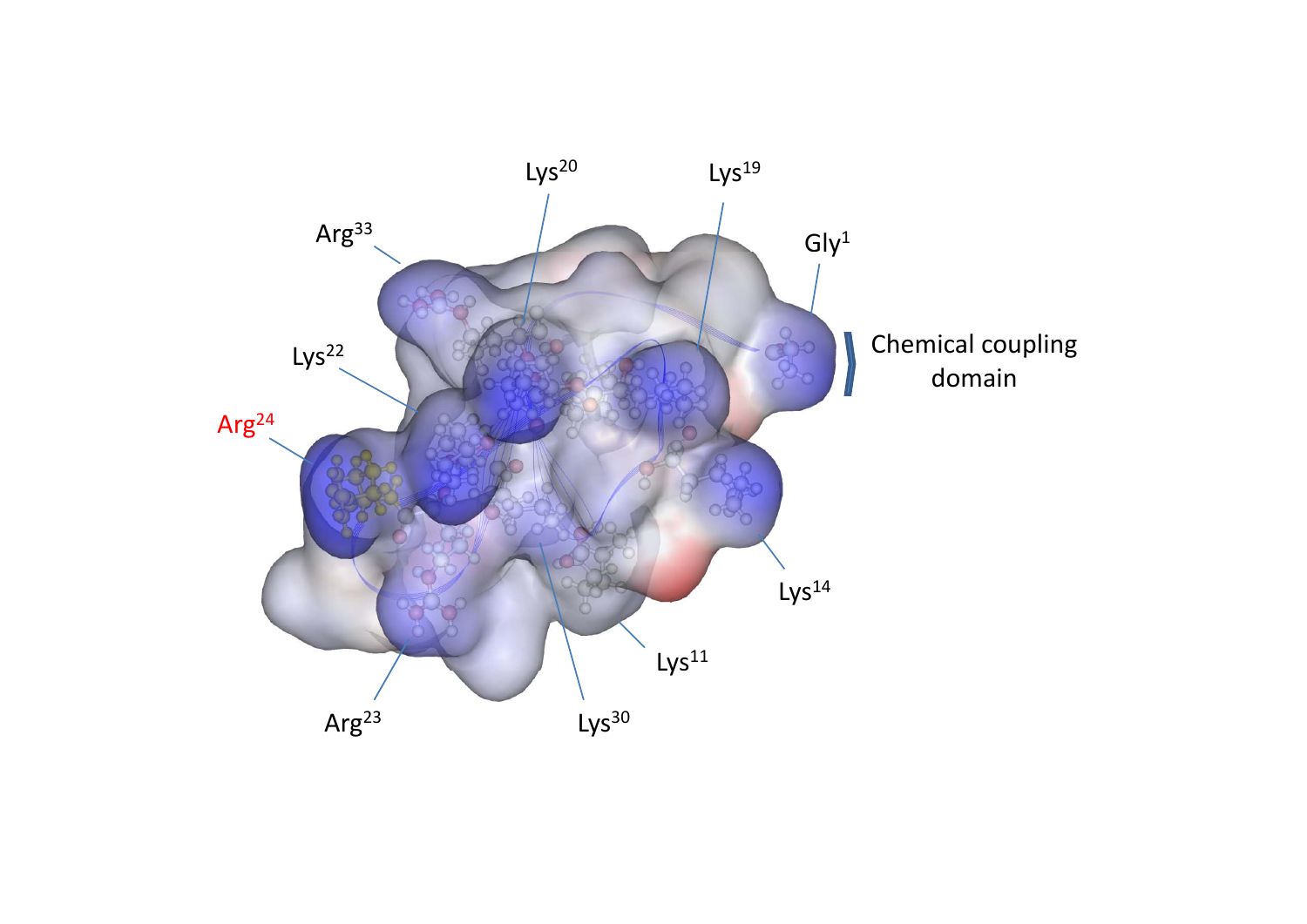Lys[20]

Lys[19]

Arg[33]

Gly[1]

Chemical coupling domain

Lys[22]

Arg[24]

Lys[14]

Lys[11]

Arg[23]

Lys[30]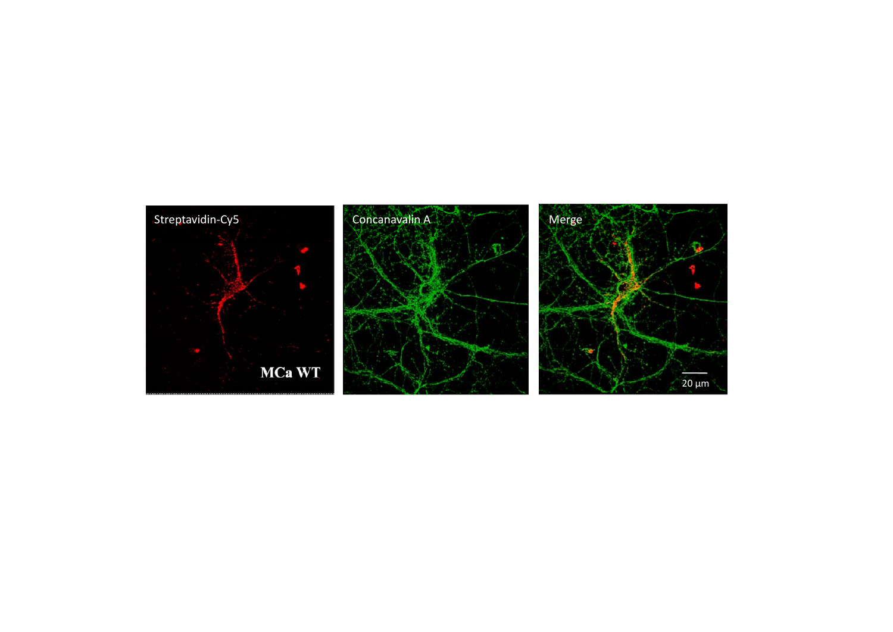Streptavidin-Cy5

MCa WT

Concanavalin A

Merge

20 µm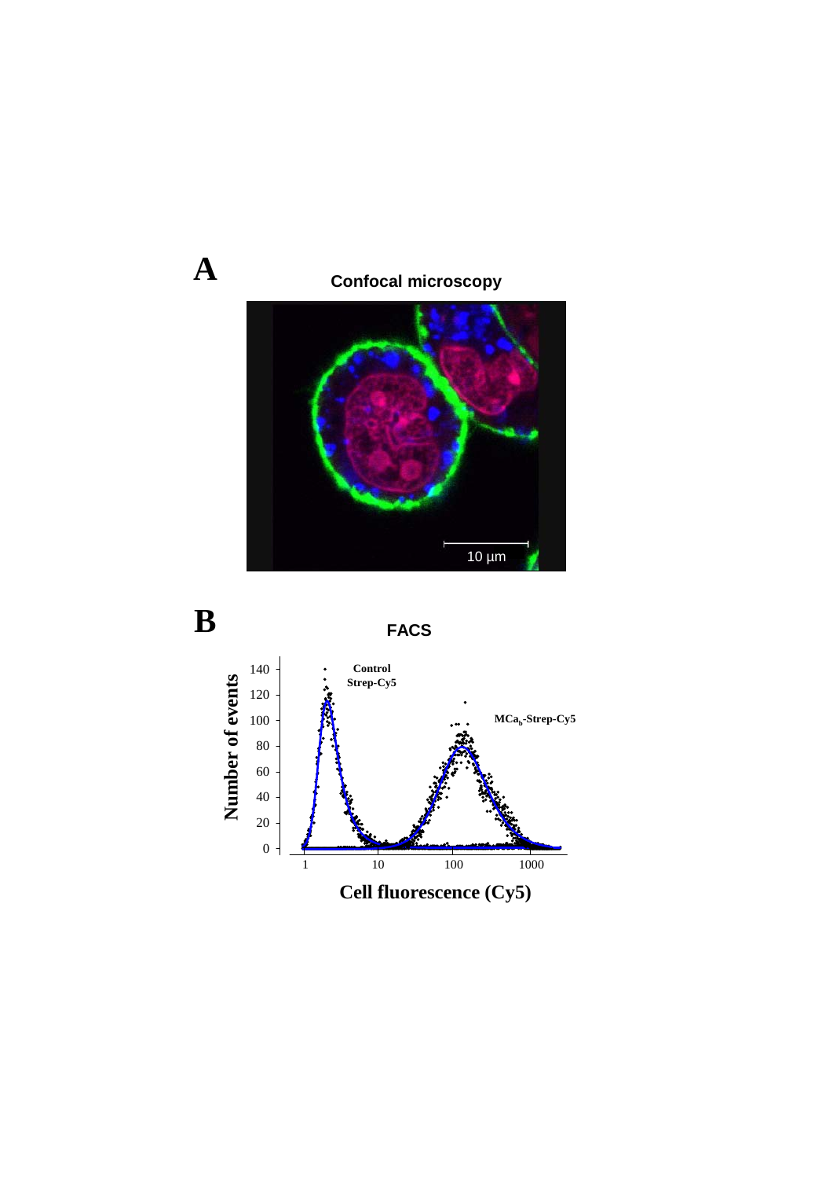**A**

**Confocal microscopy**

10 µm

**B**

**FACS**

Control Strep-Cy5

$MCa_b$-Strep-Cy5

Number of events

Cell fluorescence (Cy5)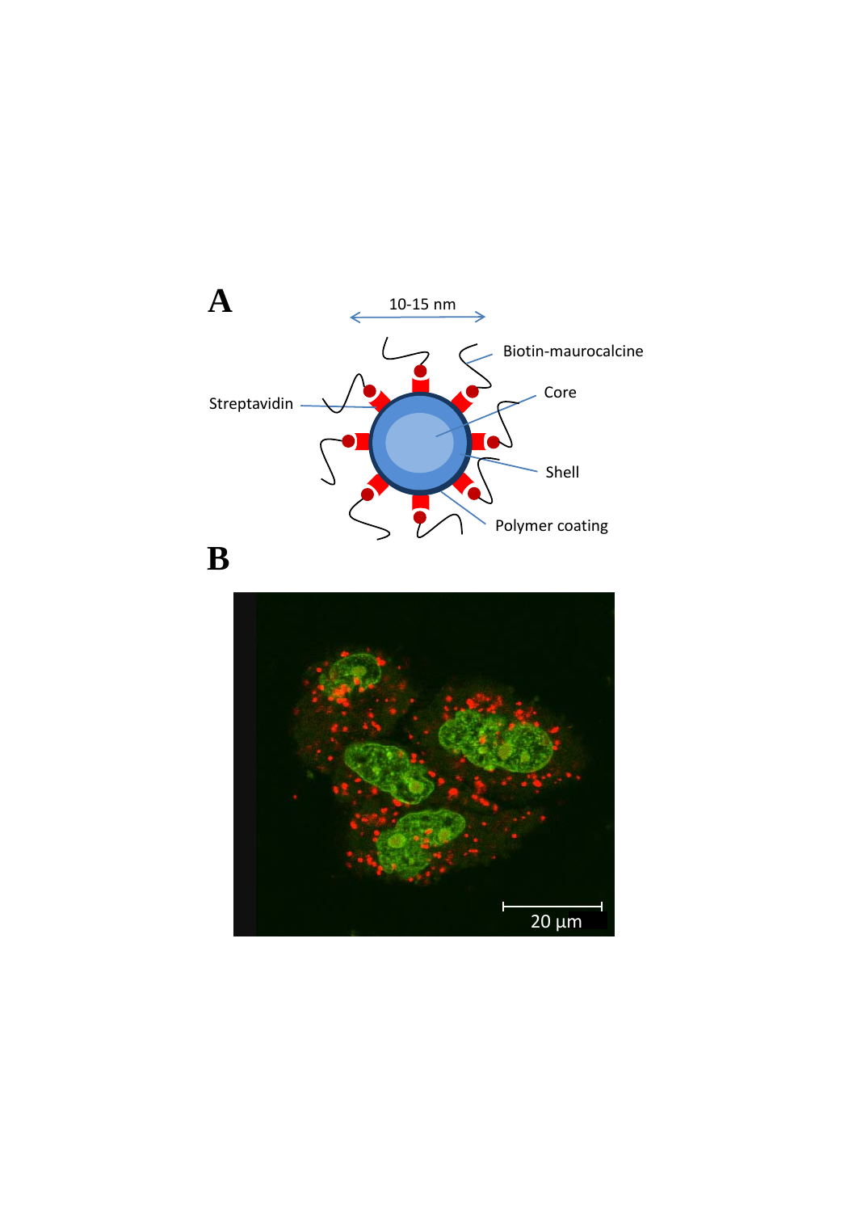A

10-15 nm

Biotin-maurocalcine

Core

Streptavidin

Shell

Polymer coating

B

20 µm